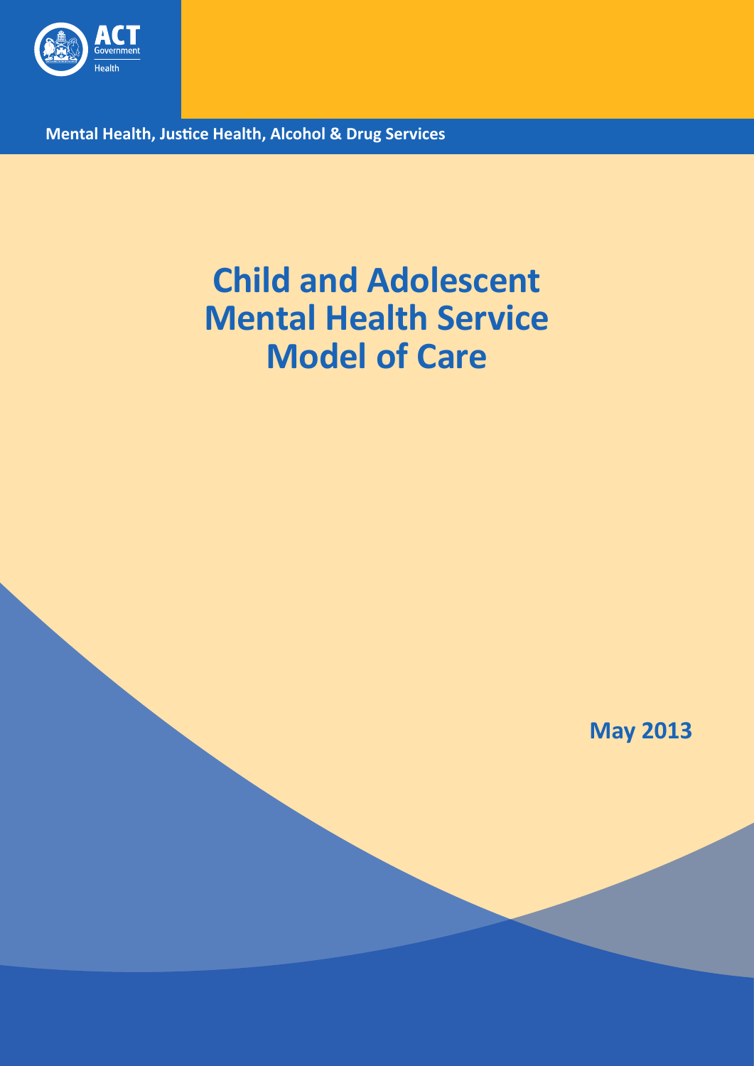ACT Government
Health

Mental Health, Justice Health, Alcohol & Drug Services

# Child and Adolescent Mental Health Service Model of Care

May 2013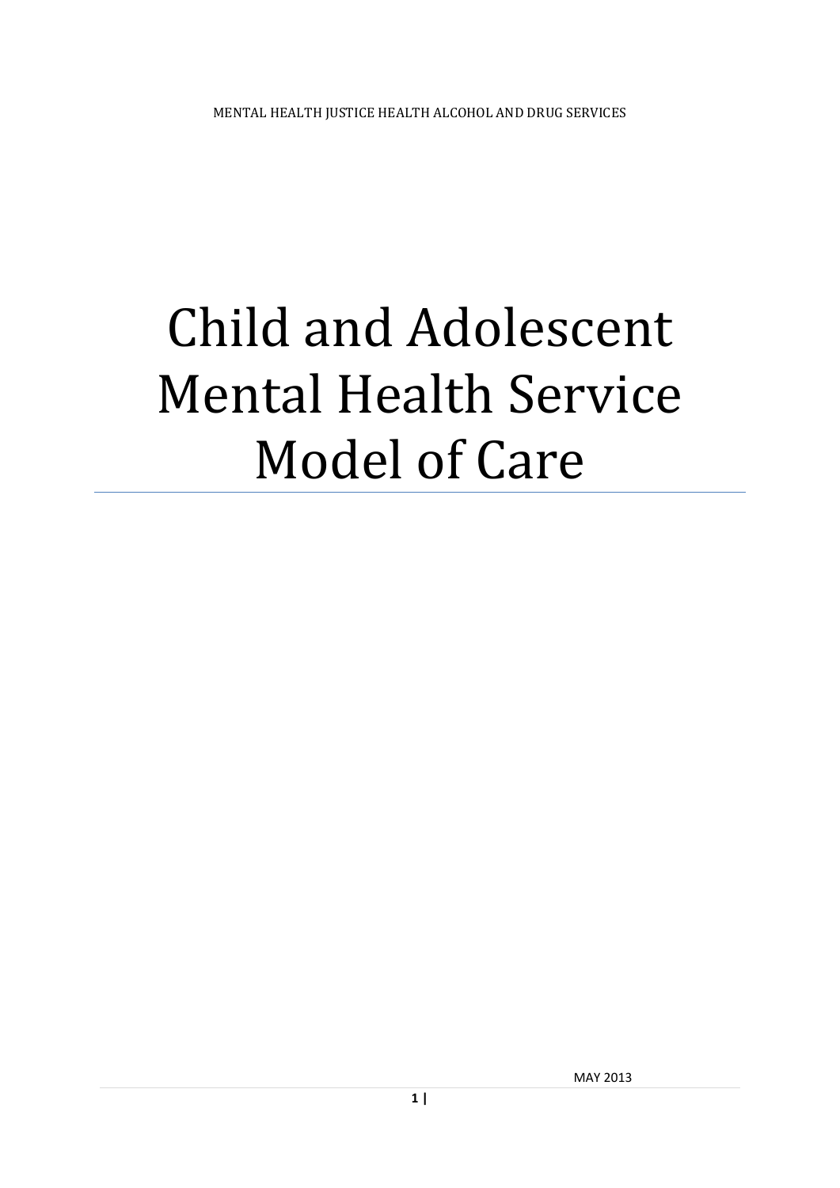MENTAL HEALTH JUSTICE HEALTH ALCOHOL AND DRUG SERVICES

# Child and Adolescent Mental Health Service Model of Care

MAY 2013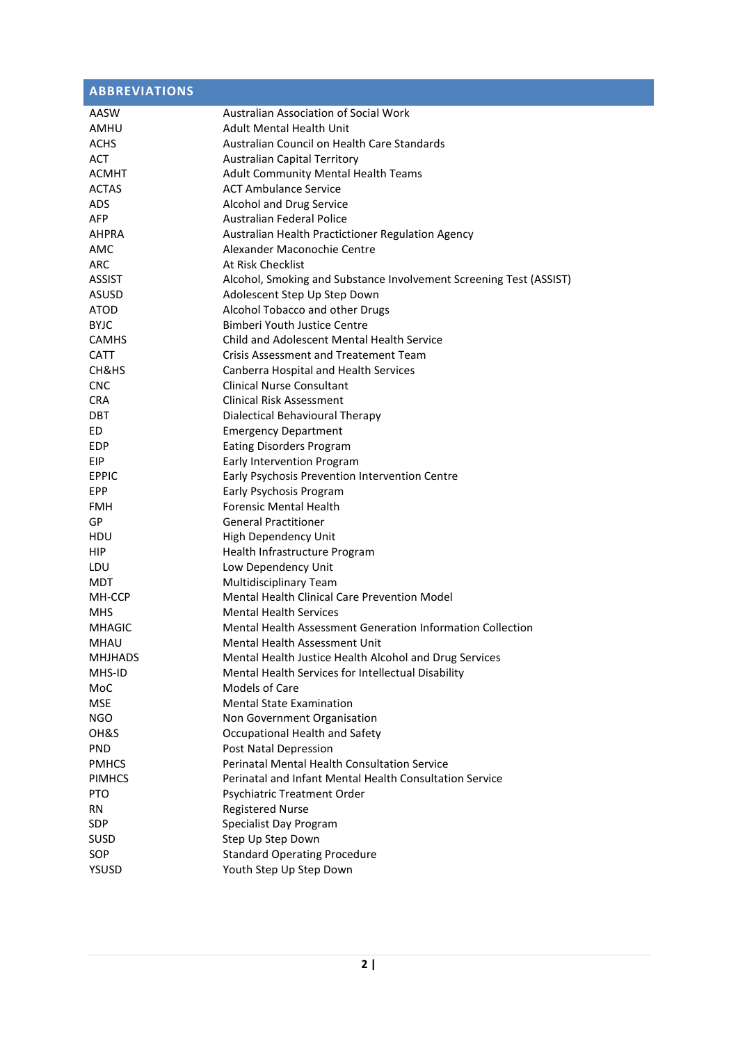## ABBREVIATIONS

| | |
|---|---|
| AASW | Australian Association of Social Work |
| AMHU | Adult Mental Health Unit |
| ACHS | Australian Council on Health Care Standards |
| ACT | Australian Capital Territory |
| ACMHT | Adult Community Mental Health Teams |
| ACTAS | ACT Ambulance Service |
| ADS | Alcohol and Drug Service |
| AFP | Australian Federal Police |
| AHPRA | Australian Health Practictioner Regulation Agency |
| AMC | Alexander Maconochie Centre |
| ARC | At Risk Checklist |
| ASSIST | Alcohol, Smoking and Substance Involvement Screening Test (ASSIST) |
| ASUSD | Adolescent Step Up Step Down |
| ATOD | Alcohol Tobacco and other Drugs |
| BYJC | Bimberi Youth Justice Centre |
| CAMHS | Child and Adolescent Mental Health Service |
| CATT | Crisis Assessment and Treatement Team |
| CH&HS | Canberra Hospital and Health Services |
| CNC | Clinical Nurse Consultant |
| CRA | Clinical Risk Assessment |
| DBT | Dialectical Behavioural Therapy |
| ED | Emergency Department |
| EDP | Eating Disorders Program |
| EIP | Early Intervention Program |
| EPPIC | Early Psychosis Prevention Intervention Centre |
| EPP | Early Psychosis Program |
| FMH | Forensic Mental Health |
| GP | General Practitioner |
| HDU | High Dependency Unit |
| HIP | Health Infrastructure Program |
| LDU | Low Dependency Unit |
| MDT | Multidisciplinary Team |
| MH-CCP | Mental Health Clinical Care Prevention Model |
| MHS | Mental Health Services |
| MHAGIC | Mental Health Assessment Generation Information Collection |
| MHAU | Mental Health Assessment Unit |
| MHJHADS | Mental Health Justice Health Alcohol and Drug Services |
| MHS-ID | Mental Health Services for Intellectual Disability |
| MoC | Models of Care |
| MSE | Mental State Examination |
| NGO | Non Government Organisation |
| OH&S | Occupational Health and Safety |
| PND | Post Natal Depression |
| PMHCS | Perinatal Mental Health Consultation Service |
| PIMHCS | Perinatal and Infant Mental Health Consultation Service |
| PTO | Psychiatric Treatment Order |
| RN | Registered Nurse |
| SDP | Specialist Day Program |
| SUSD | Step Up Step Down |
| SOP | Standard Operating Procedure |
| YSUSD | Youth Step Up Step Down |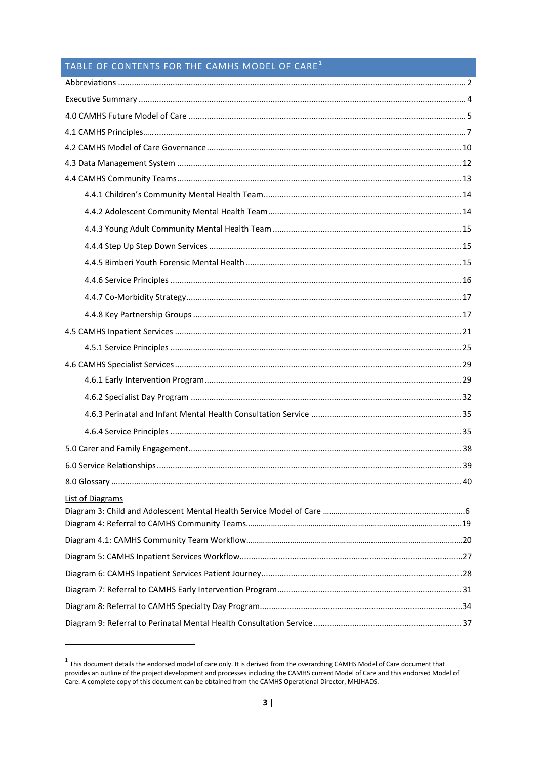## TABLE OF CONTENTS FOR THE CAMHS MODEL OF CARE[1]

Abbreviations ..................................................................................................................................................... 2

Executive Summary ............................................................................................................................................ 4

4.0 CAMHS Future Model of Care ...................................................................................................................... 5

4.1 CAMHS Principles…........................................................................................................................................ 7

4.2 CAMHS Model of Care Governance ............................................................................................................. 10

4.3 Data Management System .......................................................................................................................... 12

4.4 CAMHS Community Teams .......................................................................................................................... 13

- 4.4.1 Children's Community Mental Health Team .................................................................................... 14
- 4.4.2 Adolescent Community Mental Health Team .................................................................................. 14
- 4.4.3 Young Adult Community Mental Health Team ................................................................................ 15
- 4.4.4 Step Up Step Down Services ............................................................................................................ 15
- 4.4.5 Bimberi Youth Forensic Mental Health ........................................................................................... 15
- 4.4.6 Service Principles ............................................................................................................................ 16
- 4.4.7 Co-Morbidity Strategy ..................................................................................................................... 17
- 4.4.8 Key Partnership Groups .................................................................................................................. 17

4.5 CAMHS Inpatient Services ............................................................................................................................ 21

- 4.5.1 Service Principles ............................................................................................................................ 25

4.6 CAMHS Specialist Services ............................................................................................................................ 29

- 4.6.1 Early Intervention Program .............................................................................................................. 29
- 4.6.2 Specialist Day Program ................................................................................................................... 32
- 4.6.3 Perinatal and Infant Mental Health Consultation Service ............................................................... 35
- 4.6.4 Service Principles ............................................................................................................................ 35

5.0 Carer and Family Engagement ...................................................................................................................... 38

6.0 Service Relationships .................................................................................................................................... 39

8.0 Glossary ........................................................................................................................................................ 40

List of Diagrams

Diagram 3: Child and Adolescent Mental Health Service Model of Care ............................................................ 6

Diagram 4: Referral to CAMHS Community Teams .............................................................................................. 19

Diagram 4.1: CAMHS Community Team Workflow .............................................................................................. 20

Diagram 5: CAMHS Inpatient Services Workflow ................................................................................................. 27

Diagram 6: CAMHS Inpatient Services Patient Journey ....................................................................................... 28

Diagram 7: Referral to CAMHS Early Intervention Program ................................................................................. 31

Diagram 8: Referral to CAMHS Specialty Day Program ........................................................................................ 34

Diagram 9: Referral to Perinatal Mental Health Consultation Service ................................................................. 37

---

[1] This document details the endorsed model of care only. It is derived from the overarching CAMHS Model of Care document that provides an outline of the project development and processes including the CAMHS current Model of Care and this endorsed Model of Care. A complete copy of this document can be obtained from the CAMHS Operational Director, MHJHADS.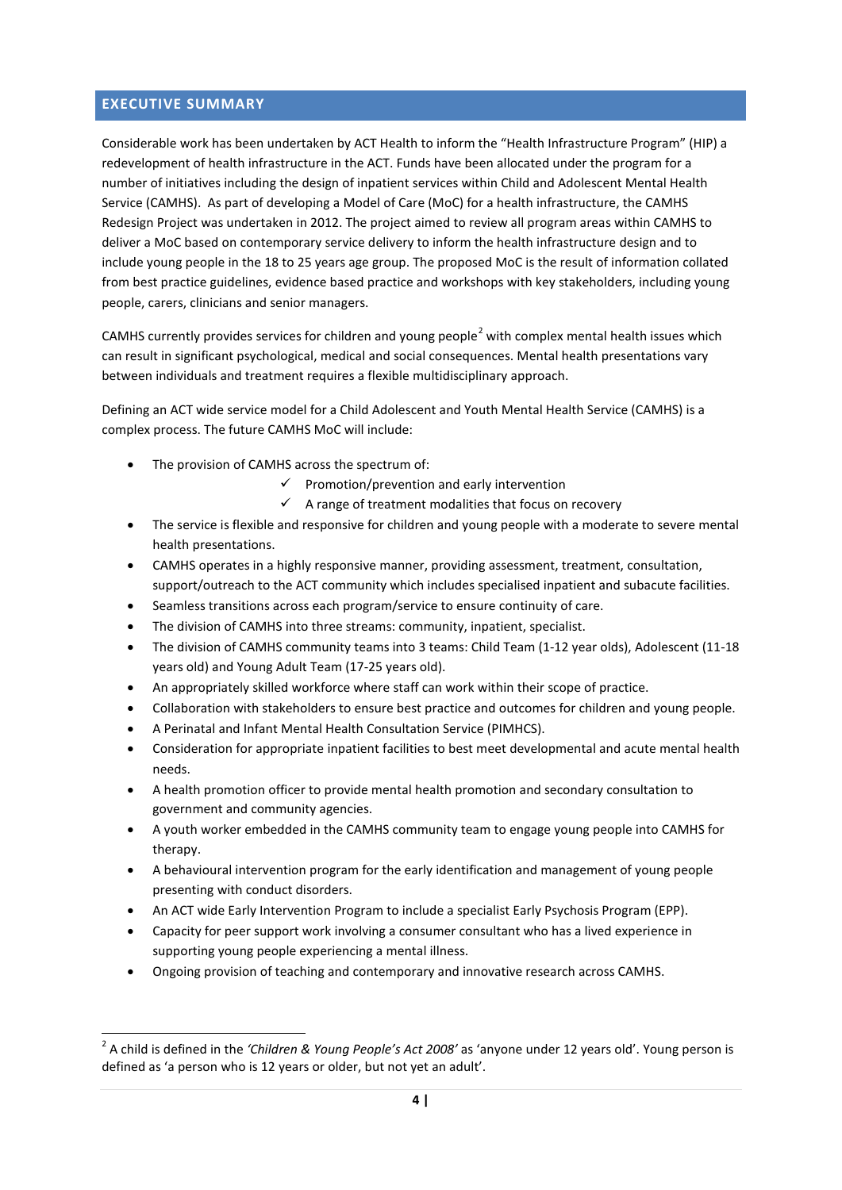## EXECUTIVE SUMMARY

Considerable work has been undertaken by ACT Health to inform the "Health Infrastructure Program" (HIP) a redevelopment of health infrastructure in the ACT. Funds have been allocated under the program for a number of initiatives including the design of inpatient services within Child and Adolescent Mental Health Service (CAMHS). As part of developing a Model of Care (MoC) for a health infrastructure, the CAMHS Redesign Project was undertaken in 2012. The project aimed to review all program areas within CAMHS to deliver a MoC based on contemporary service delivery to inform the health infrastructure design and to include young people in the 18 to 25 years age group. The proposed MoC is the result of information collated from best practice guidelines, evidence based practice and workshops with key stakeholders, including young people, carers, clinicians and senior managers.

CAMHS currently provides services for children and young people[2] with complex mental health issues which can result in significant psychological, medical and social consequences. Mental health presentations vary between individuals and treatment requires a flexible multidisciplinary approach.

Defining an ACT wide service model for a Child Adolescent and Youth Mental Health Service (CAMHS) is a complex process. The future CAMHS MoC will include:

- The provision of CAMHS across the spectrum of:
  - ✓ Promotion/prevention and early intervention
  - ✓ A range of treatment modalities that focus on recovery
- The service is flexible and responsive for children and young people with a moderate to severe mental health presentations.
- CAMHS operates in a highly responsive manner, providing assessment, treatment, consultation, support/outreach to the ACT community which includes specialised inpatient and subacute facilities.
- Seamless transitions across each program/service to ensure continuity of care.
- The division of CAMHS into three streams: community, inpatient, specialist.
- The division of CAMHS community teams into 3 teams: Child Team (1-12 year olds), Adolescent (11-18 years old) and Young Adult Team (17-25 years old).
- An appropriately skilled workforce where staff can work within their scope of practice.
- Collaboration with stakeholders to ensure best practice and outcomes for children and young people.
- A Perinatal and Infant Mental Health Consultation Service (PIMHCS).
- Consideration for appropriate inpatient facilities to best meet developmental and acute mental health needs.
- A health promotion officer to provide mental health promotion and secondary consultation to government and community agencies.
- A youth worker embedded in the CAMHS community team to engage young people into CAMHS for therapy.
- A behavioural intervention program for the early identification and management of young people presenting with conduct disorders.
- An ACT wide Early Intervention Program to include a specialist Early Psychosis Program (EPP).
- Capacity for peer support work involving a consumer consultant who has a lived experience in supporting young people experiencing a mental illness.
- Ongoing provision of teaching and contemporary and innovative research across CAMHS.

[2] A child is defined in the *'Children & Young People's Act 2008'* as 'anyone under 12 years old'. Young person is defined as 'a person who is 12 years or older, but not yet an adult'.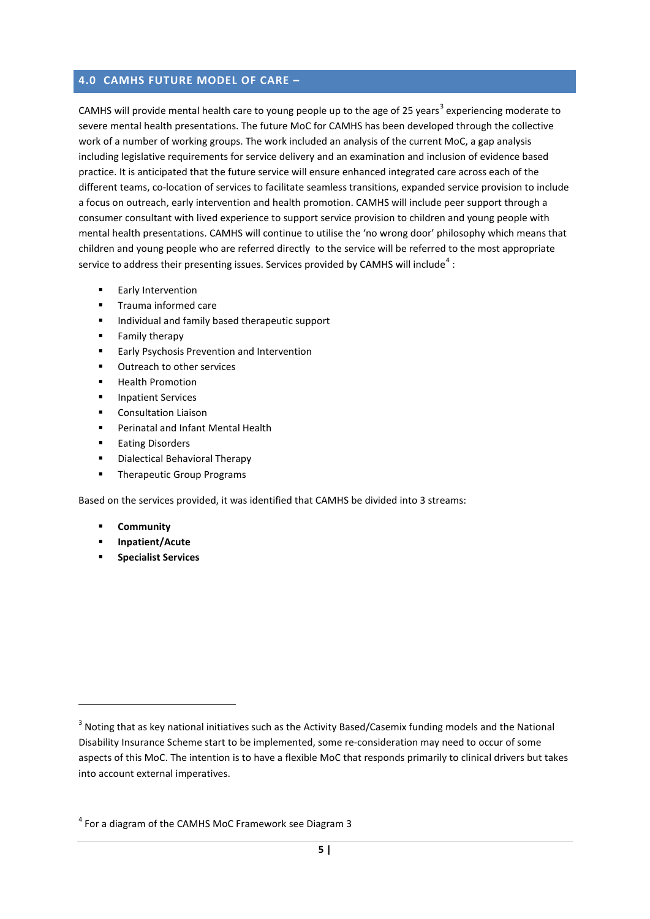## 4.0 CAMHS FUTURE MODEL OF CARE –

CAMHS will provide mental health care to young people up to the age of 25 years[3] experiencing moderate to severe mental health presentations. The future MoC for CAMHS has been developed through the collective work of a number of working groups. The work included an analysis of the current MoC, a gap analysis including legislative requirements for service delivery and an examination and inclusion of evidence based practice. It is anticipated that the future service will ensure enhanced integrated care across each of the different teams, co-location of services to facilitate seamless transitions, expanded service provision to include a focus on outreach, early intervention and health promotion. CAMHS will include peer support through a consumer consultant with lived experience to support service provision to children and young people with mental health presentations. CAMHS will continue to utilise the 'no wrong door' philosophy which means that children and young people who are referred directly to the service will be referred to the most appropriate service to address their presenting issues. Services provided by CAMHS will include[4] :

- Early Intervention
- Trauma informed care
- Individual and family based therapeutic support
- Family therapy
- Early Psychosis Prevention and Intervention
- Outreach to other services
- Health Promotion
- Inpatient Services
- Consultation Liaison
- Perinatal and Infant Mental Health
- Eating Disorders
- Dialectical Behavioral Therapy
- Therapeutic Group Programs

Based on the services provided, it was identified that CAMHS be divided into 3 streams:

- **Community**
- **Inpatient/Acute**
- **Specialist Services**

[3] Noting that as key national initiatives such as the Activity Based/Casemix funding models and the National Disability Insurance Scheme start to be implemented, some re-consideration may need to occur of some aspects of this MoC. The intention is to have a flexible MoC that responds primarily to clinical drivers but takes into account external imperatives.

[4] For a diagram of the CAMHS MoC Framework see Diagram 3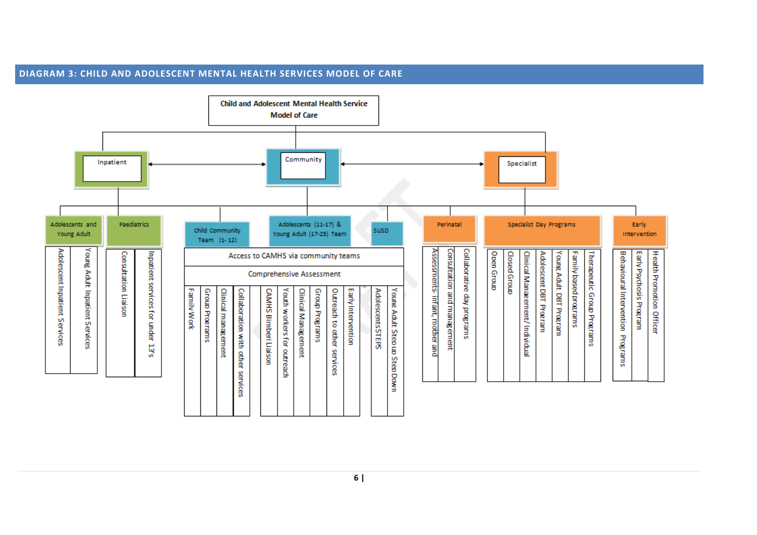## DIAGRAM 3: CHILD AND ADOLESCENT MENTAL HEALTH SERVICES MODEL OF CARE

Child and Adolescent Mental Health Service Model of Care

Inpatient

Community

Specialist

Adolescents and Young Adult

Adolescent Inpatient Services

Young Adult Inpatient Services

Paediatrics

Consultation Liaison

Inpatient services for under 13's

Child Community Team (1-12)

Adolescents (11-17) & Young Adult (17-25) Team

SUSD

Access to CAMHS via community teams

Comprehensive Assessment

Family Work

Group Programs

Clinical management

Collaboration with other services

CAMHS Bimberi Liaison

Youth workers for outreach

Clinical Management

Group Programs

Outreach to other services

Early Intervention

Adolescents STEPS

Young Adult Step up Step Down

Perinatal

Assessments- infant, mother and

Consultation and management

Collaborative day programs

Specialist Day Programs

Open Group

Closed Group

Clinical Management/ Individual

Adolescent DBT Program

Young Adult DBT Program

Family based programs

Therapeutic Group Programs

Early Intervention

Behavioural Intervention Programs

Early Psychosis Program

Health Promotion Officer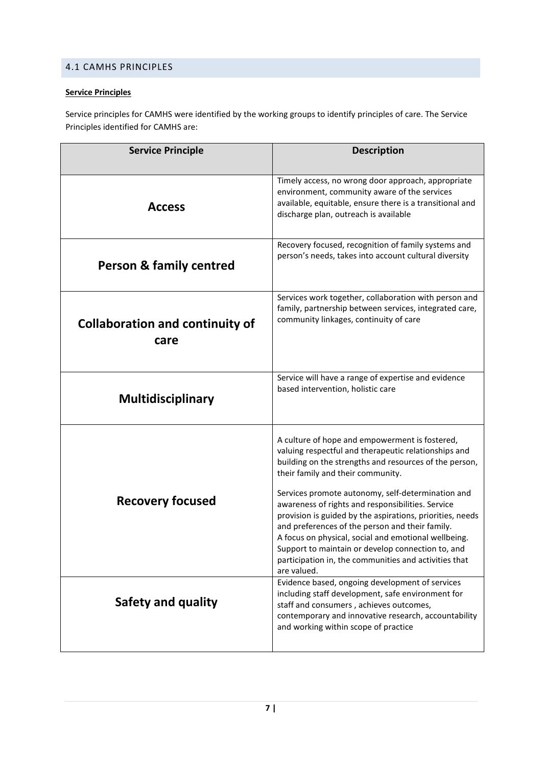## 4.1 CAMHS PRINCIPLES

**Service Principles**

Service principles for CAMHS were identified by the working groups to identify principles of care. The Service Principles identified for CAMHS are:

| Service Principle | Description |
|---|---|
| **Access** | Timely access, no wrong door approach, appropriate environment, community aware of the services available, equitable, ensure there is a transitional and discharge plan, outreach is available |
| **Person & family centred** | Recovery focused, recognition of family systems and person's needs, takes into account cultural diversity |
| **Collaboration and continuity of care** | Services work together, collaboration with person and family, partnership between services, integrated care, community linkages, continuity of care |
| **Multidisciplinary** | Service will have a range of expertise and evidence based intervention, holistic care |
| **Recovery focused** | A culture of hope and empowerment is fostered, valuing respectful and therapeutic relationships and building on the strengths and resources of the person, their family and their community.<br><br>Services promote autonomy, self-determination and awareness of rights and responsibilities. Service provision is guided by the aspirations, priorities, needs and preferences of the person and their family. A focus on physical, social and emotional wellbeing. Support to maintain or develop connection to, and participation in, the communities and activities that are valued. |
| **Safety and quality** | Evidence based, ongoing development of services including staff development, safe environment for staff and consumers , achieves outcomes, contemporary and innovative research, accountability and working within scope of practice |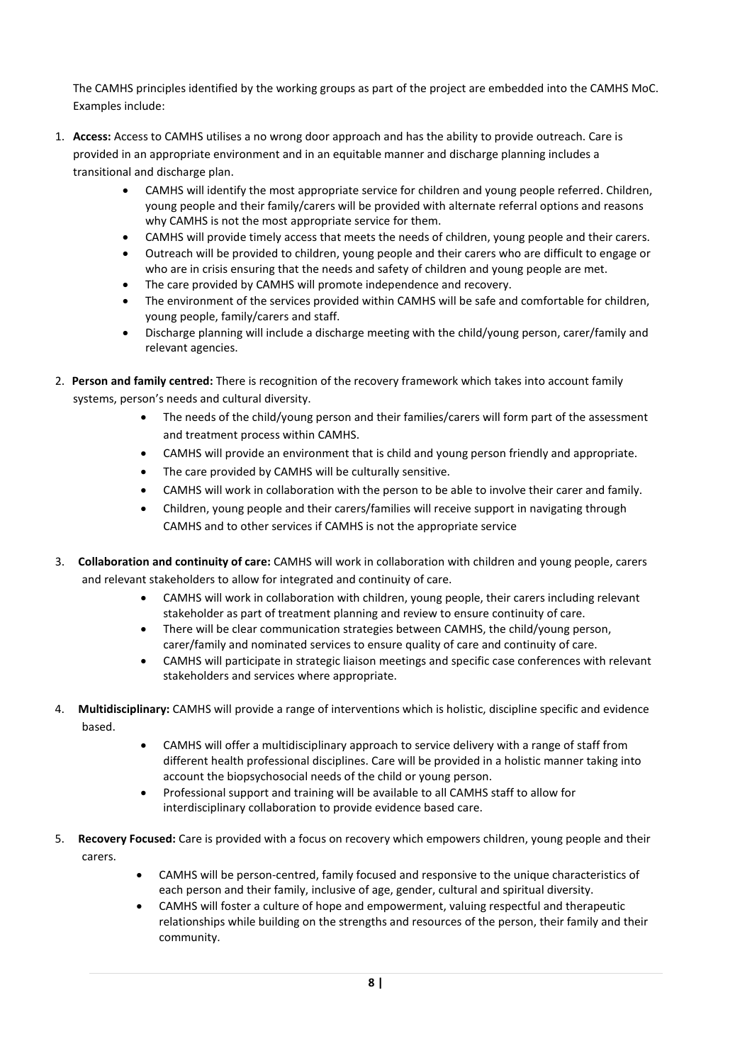The CAMHS principles identified by the working groups as part of the project are embedded into the CAMHS MoC. Examples include:

1. **Access:** Access to CAMHS utilises a no wrong door approach and has the ability to provide outreach. Care is provided in an appropriate environment and in an equitable manner and discharge planning includes a transitional and discharge plan.
    - CAMHS will identify the most appropriate service for children and young people referred. Children, young people and their family/carers will be provided with alternate referral options and reasons why CAMHS is not the most appropriate service for them.
    - CAMHS will provide timely access that meets the needs of children, young people and their carers.
    - Outreach will be provided to children, young people and their carers who are difficult to engage or who are in crisis ensuring that the needs and safety of children and young people are met.
    - The care provided by CAMHS will promote independence and recovery.
    - The environment of the services provided within CAMHS will be safe and comfortable for children, young people, family/carers and staff.
    - Discharge planning will include a discharge meeting with the child/young person, carer/family and relevant agencies.

2. **Person and family centred:** There is recognition of the recovery framework which takes into account family systems, person's needs and cultural diversity.
    - The needs of the child/young person and their families/carers will form part of the assessment and treatment process within CAMHS.
    - CAMHS will provide an environment that is child and young person friendly and appropriate.
    - The care provided by CAMHS will be culturally sensitive.
    - CAMHS will work in collaboration with the person to be able to involve their carer and family.
    - Children, young people and their carers/families will receive support in navigating through CAMHS and to other services if CAMHS is not the appropriate service

3. **Collaboration and continuity of care:** CAMHS will work in collaboration with children and young people, carers and relevant stakeholders to allow for integrated and continuity of care.
    - CAMHS will work in collaboration with children, young people, their carers including relevant stakeholder as part of treatment planning and review to ensure continuity of care.
    - There will be clear communication strategies between CAMHS, the child/young person, carer/family and nominated services to ensure quality of care and continuity of care.
    - CAMHS will participate in strategic liaison meetings and specific case conferences with relevant stakeholders and services where appropriate.

4. **Multidisciplinary:** CAMHS will provide a range of interventions which is holistic, discipline specific and evidence based.
    - CAMHS will offer a multidisciplinary approach to service delivery with a range of staff from different health professional disciplines. Care will be provided in a holistic manner taking into account the biopsychosocial needs of the child or young person.
    - Professional support and training will be available to all CAMHS staff to allow for interdisciplinary collaboration to provide evidence based care.

5. **Recovery Focused:** Care is provided with a focus on recovery which empowers children, young people and their carers.
    - CAMHS will be person-centred, family focused and responsive to the unique characteristics of each person and their family, inclusive of age, gender, cultural and spiritual diversity.
    - CAMHS will foster a culture of hope and empowerment, valuing respectful and therapeutic relationships while building on the strengths and resources of the person, their family and their community.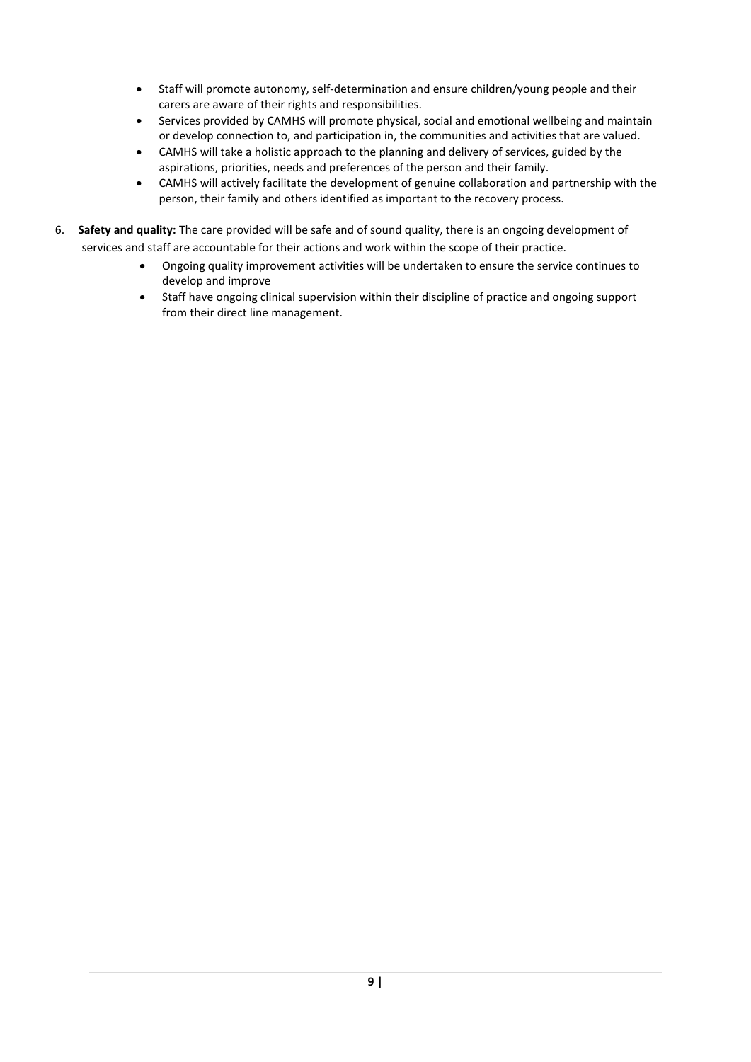- Staff will promote autonomy, self-determination and ensure children/young people and their carers are aware of their rights and responsibilities.
- Services provided by CAMHS will promote physical, social and emotional wellbeing and maintain or develop connection to, and participation in, the communities and activities that are valued.
- CAMHS will take a holistic approach to the planning and delivery of services, guided by the aspirations, priorities, needs and preferences of the person and their family.
- CAMHS will actively facilitate the development of genuine collaboration and partnership with the person, their family and others identified as important to the recovery process.

6. **Safety and quality:** The care provided will be safe and of sound quality, there is an ongoing development of services and staff are accountable for their actions and work within the scope of their practice.
    - Ongoing quality improvement activities will be undertaken to ensure the service continues to develop and improve
    - Staff have ongoing clinical supervision within their discipline of practice and ongoing support from their direct line management.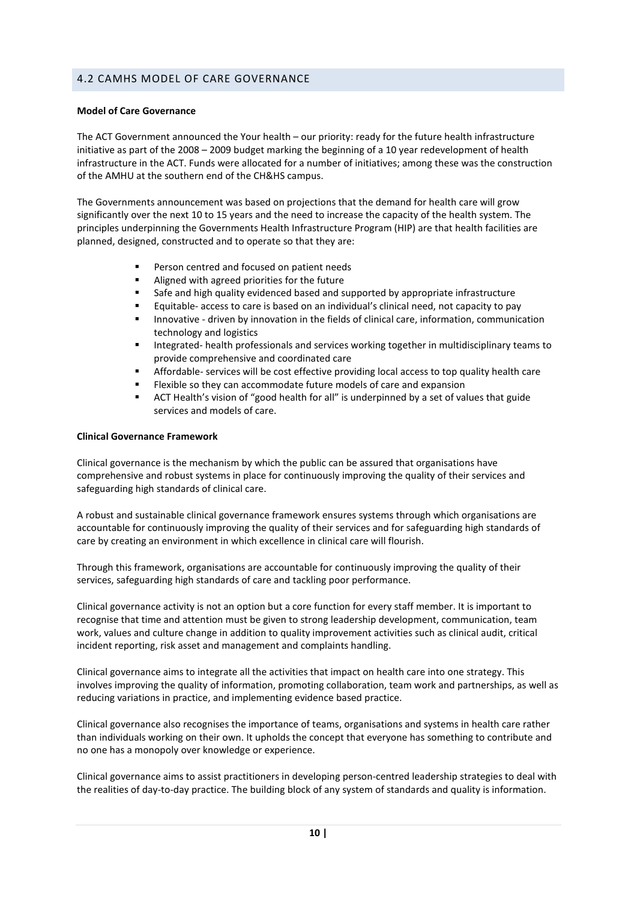## 4.2 CAMHS MODEL OF CARE GOVERNANCE

**Model of Care Governance**

The ACT Government announced the Your health – our priority: ready for the future health infrastructure initiative as part of the 2008 – 2009 budget marking the beginning of a 10 year redevelopment of health infrastructure in the ACT. Funds were allocated for a number of initiatives; among these was the construction of the AMHU at the southern end of the CH&HS campus.

The Governments announcement was based on projections that the demand for health care will grow significantly over the next 10 to 15 years and the need to increase the capacity of the health system. The principles underpinning the Governments Health Infrastructure Program (HIP) are that health facilities are planned, designed, constructed and to operate so that they are:

- Person centred and focused on patient needs
- Aligned with agreed priorities for the future
- Safe and high quality evidenced based and supported by appropriate infrastructure
- Equitable- access to care is based on an individual's clinical need, not capacity to pay
- Innovative - driven by innovation in the fields of clinical care, information, communication technology and logistics
- Integrated- health professionals and services working together in multidisciplinary teams to provide comprehensive and coordinated care
- Affordable- services will be cost effective providing local access to top quality health care
- Flexible so they can accommodate future models of care and expansion
- ACT Health's vision of "good health for all" is underpinned by a set of values that guide services and models of care.

**Clinical Governance Framework**

Clinical governance is the mechanism by which the public can be assured that organisations have comprehensive and robust systems in place for continuously improving the quality of their services and safeguarding high standards of clinical care.

A robust and sustainable clinical governance framework ensures systems through which organisations are accountable for continuously improving the quality of their services and for safeguarding high standards of care by creating an environment in which excellence in clinical care will flourish.

Through this framework, organisations are accountable for continuously improving the quality of their services, safeguarding high standards of care and tackling poor performance.

Clinical governance activity is not an option but a core function for every staff member. It is important to recognise that time and attention must be given to strong leadership development, communication, team work, values and culture change in addition to quality improvement activities such as clinical audit, critical incident reporting, risk asset and management and complaints handling.

Clinical governance aims to integrate all the activities that impact on health care into one strategy. This involves improving the quality of information, promoting collaboration, team work and partnerships, as well as reducing variations in practice, and implementing evidence based practice.

Clinical governance also recognises the importance of teams, organisations and systems in health care rather than individuals working on their own. It upholds the concept that everyone has something to contribute and no one has a monopoly over knowledge or experience.

Clinical governance aims to assist practitioners in developing person-centred leadership strategies to deal with the realities of day-to-day practice. The building block of any system of standards and quality is information.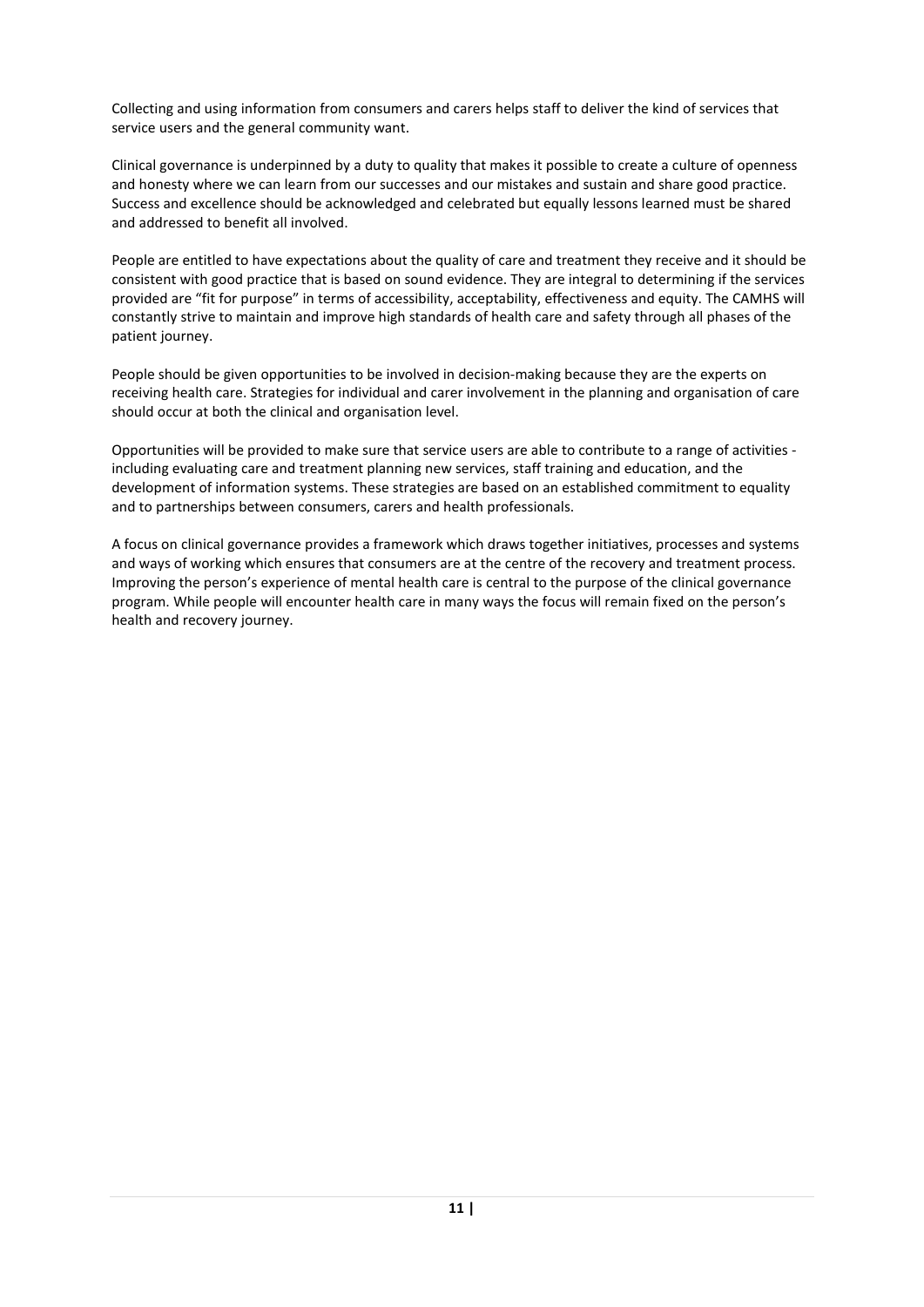Collecting and using information from consumers and carers helps staff to deliver the kind of services that service users and the general community want.

Clinical governance is underpinned by a duty to quality that makes it possible to create a culture of openness and honesty where we can learn from our successes and our mistakes and sustain and share good practice. Success and excellence should be acknowledged and celebrated but equally lessons learned must be shared and addressed to benefit all involved.

People are entitled to have expectations about the quality of care and treatment they receive and it should be consistent with good practice that is based on sound evidence. They are integral to determining if the services provided are "fit for purpose" in terms of accessibility, acceptability, effectiveness and equity. The CAMHS will constantly strive to maintain and improve high standards of health care and safety through all phases of the patient journey.

People should be given opportunities to be involved in decision-making because they are the experts on receiving health care. Strategies for individual and carer involvement in the planning and organisation of care should occur at both the clinical and organisation level.

Opportunities will be provided to make sure that service users are able to contribute to a range of activities - including evaluating care and treatment planning new services, staff training and education, and the development of information systems. These strategies are based on an established commitment to equality and to partnerships between consumers, carers and health professionals.

A focus on clinical governance provides a framework which draws together initiatives, processes and systems and ways of working which ensures that consumers are at the centre of the recovery and treatment process. Improving the person's experience of mental health care is central to the purpose of the clinical governance program. While people will encounter health care in many ways the focus will remain fixed on the person's health and recovery journey.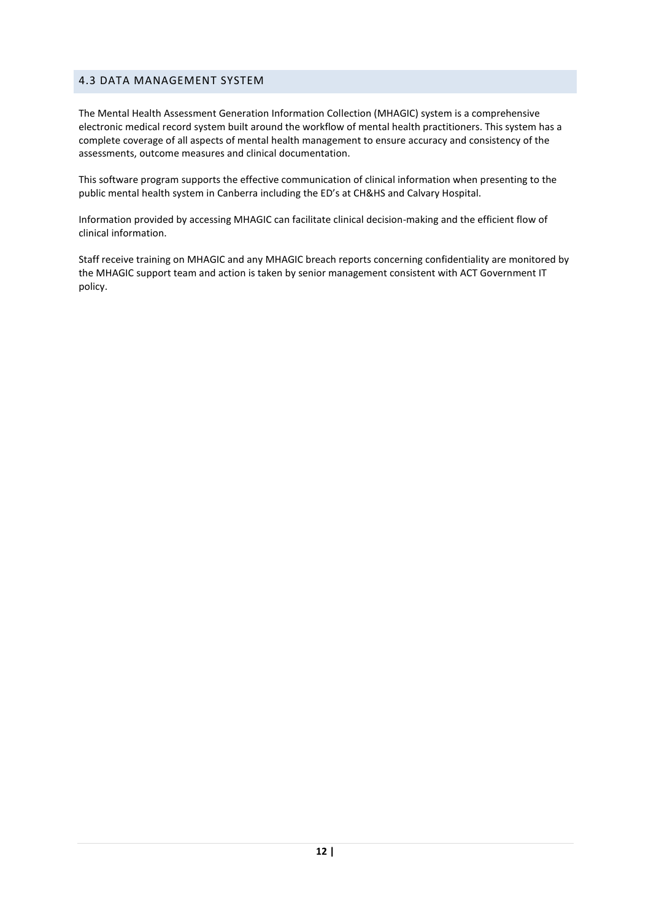## 4.3 DATA MANAGEMENT SYSTEM

The Mental Health Assessment Generation Information Collection (MHAGIC) system is a comprehensive electronic medical record system built around the workflow of mental health practitioners. This system has a complete coverage of all aspects of mental health management to ensure accuracy and consistency of the assessments, outcome measures and clinical documentation.

This software program supports the effective communication of clinical information when presenting to the public mental health system in Canberra including the ED's at CH&HS and Calvary Hospital.

Information provided by accessing MHAGIC can facilitate clinical decision-making and the efficient flow of clinical information.

Staff receive training on MHAGIC and any MHAGIC breach reports concerning confidentiality are monitored by the MHAGIC support team and action is taken by senior management consistent with ACT Government IT policy.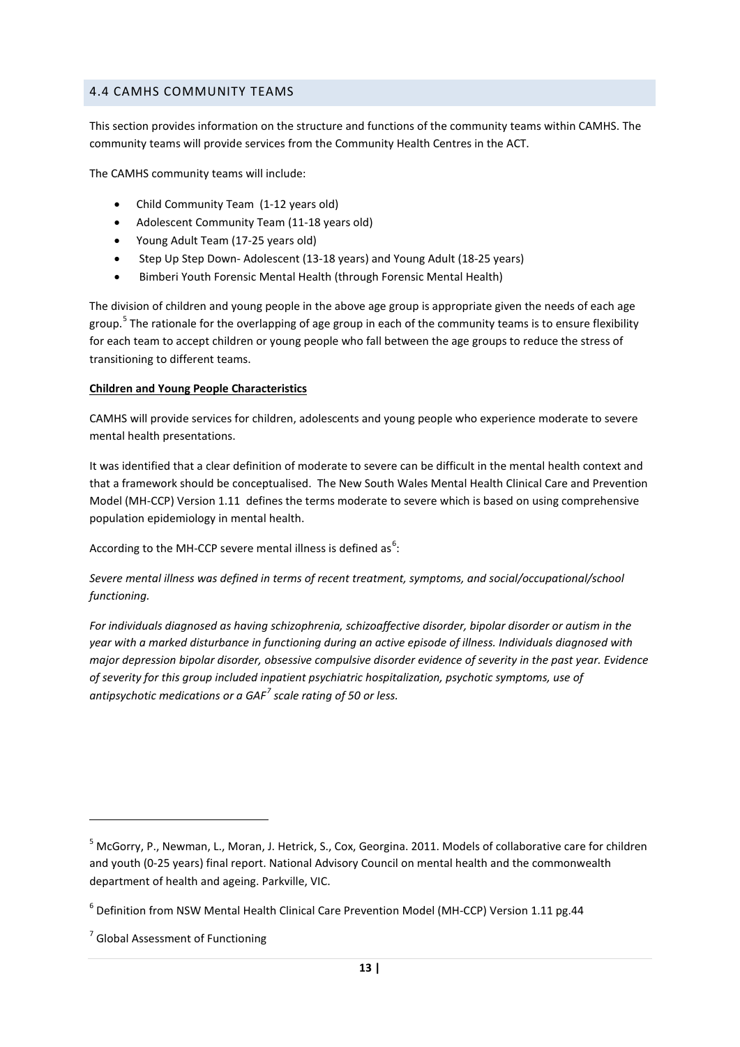## 4.4 CAMHS COMMUNITY TEAMS

This section provides information on the structure and functions of the community teams within CAMHS. The community teams will provide services from the Community Health Centres in the ACT.

The CAMHS community teams will include:

- Child Community Team (1-12 years old)
- Adolescent Community Team (11-18 years old)
- Young Adult Team (17-25 years old)
- Step Up Step Down- Adolescent (13-18 years) and Young Adult (18-25 years)
- Bimberi Youth Forensic Mental Health (through Forensic Mental Health)

The division of children and young people in the above age group is appropriate given the needs of each age group.[5] The rationale for the overlapping of age group in each of the community teams is to ensure flexibility for each team to accept children or young people who fall between the age groups to reduce the stress of transitioning to different teams.

**Children and Young People Characteristics**

CAMHS will provide services for children, adolescents and young people who experience moderate to severe mental health presentations.

It was identified that a clear definition of moderate to severe can be difficult in the mental health context and that a framework should be conceptualised. The New South Wales Mental Health Clinical Care and Prevention Model (MH-CCP) Version 1.11 defines the terms moderate to severe which is based on using comprehensive population epidemiology in mental health.

According to the MH-CCP severe mental illness is defined as[6]:

*Severe mental illness was defined in terms of recent treatment, symptoms, and social/occupational/school functioning.*

*For individuals diagnosed as having schizophrenia, schizoaffective disorder, bipolar disorder or autism in the year with a marked disturbance in functioning during an active episode of illness. Individuals diagnosed with major depression bipolar disorder, obsessive compulsive disorder evidence of severity in the past year. Evidence of severity for this group included inpatient psychiatric hospitalization, psychotic symptoms, use of antipsychotic medications or a GAF[7] scale rating of 50 or less.*

---

[5] McGorry, P., Newman, L., Moran, J. Hetrick, S., Cox, Georgina. 2011. Models of collaborative care for children and youth (0-25 years) final report. National Advisory Council on mental health and the commonwealth department of health and ageing. Parkville, VIC.

[6] Definition from NSW Mental Health Clinical Care Prevention Model (MH-CCP) Version 1.11 pg.44

[7] Global Assessment of Functioning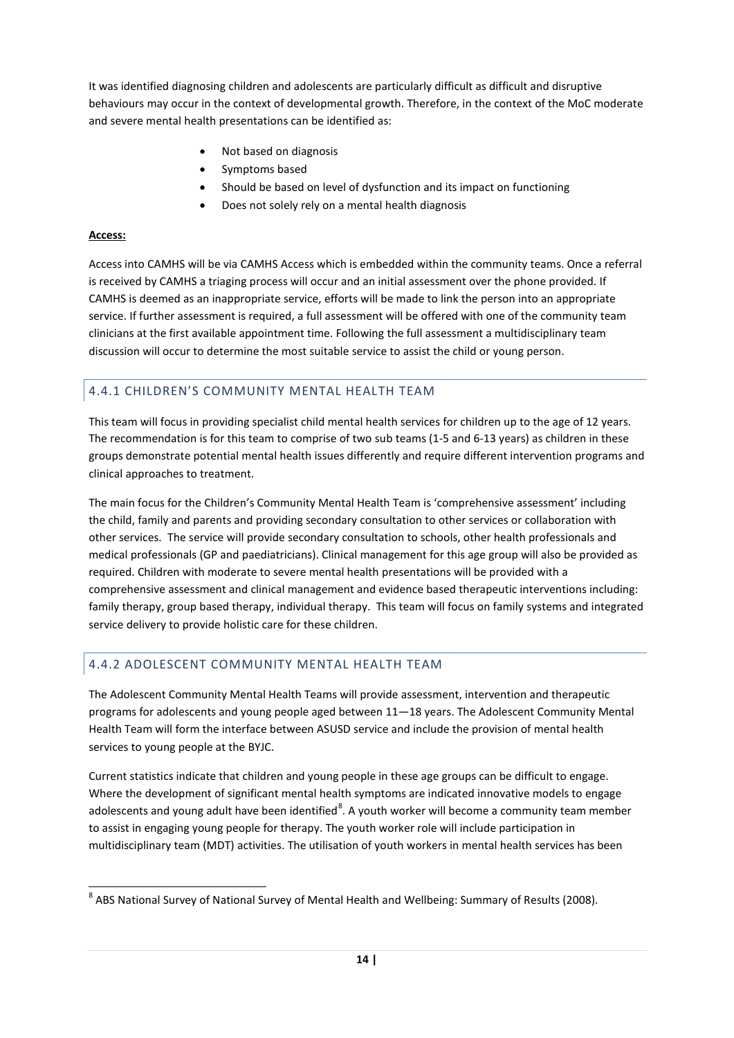It was identified diagnosing children and adolescents are particularly difficult as difficult and disruptive behaviours may occur in the context of developmental growth. Therefore, in the context of the MoC moderate and severe mental health presentations can be identified as:

- Not based on diagnosis
- Symptoms based
- Should be based on level of dysfunction and its impact on functioning
- Does not solely rely on a mental health diagnosis

**Access:**

Access into CAMHS will be via CAMHS Access which is embedded within the community teams. Once a referral is received by CAMHS a triaging process will occur and an initial assessment over the phone provided. If CAMHS is deemed as an inappropriate service, efforts will be made to link the person into an appropriate service. If further assessment is required, a full assessment will be offered with one of the community team clinicians at the first available appointment time. Following the full assessment a multidisciplinary team discussion will occur to determine the most suitable service to assist the child or young person.

### 4.4.1 CHILDREN'S COMMUNITY MENTAL HEALTH TEAM

This team will focus in providing specialist child mental health services for children up to the age of 12 years. The recommendation is for this team to comprise of two sub teams (1-5 and 6-13 years) as children in these groups demonstrate potential mental health issues differently and require different intervention programs and clinical approaches to treatment.

The main focus for the Children's Community Mental Health Team is 'comprehensive assessment' including the child, family and parents and providing secondary consultation to other services or collaboration with other services. The service will provide secondary consultation to schools, other health professionals and medical professionals (GP and paediatricians). Clinical management for this age group will also be provided as required. Children with moderate to severe mental health presentations will be provided with a comprehensive assessment and clinical management and evidence based therapeutic interventions including: family therapy, group based therapy, individual therapy. This team will focus on family systems and integrated service delivery to provide holistic care for these children.

### 4.4.2 ADOLESCENT COMMUNITY MENTAL HEALTH TEAM

The Adolescent Community Mental Health Teams will provide assessment, intervention and therapeutic programs for adolescents and young people aged between 11—18 years. The Adolescent Community Mental Health Team will form the interface between ASUSD service and include the provision of mental health services to young people at the BYJC.

Current statistics indicate that children and young people in these age groups can be difficult to engage. Where the development of significant mental health symptoms are indicated innovative models to engage adolescents and young adult have been identified[8]. A youth worker will become a community team member to assist in engaging young people for therapy. The youth worker role will include participation in multidisciplinary team (MDT) activities. The utilisation of youth workers in mental health services has been

[8] ABS National Survey of National Survey of Mental Health and Wellbeing: Summary of Results (2008).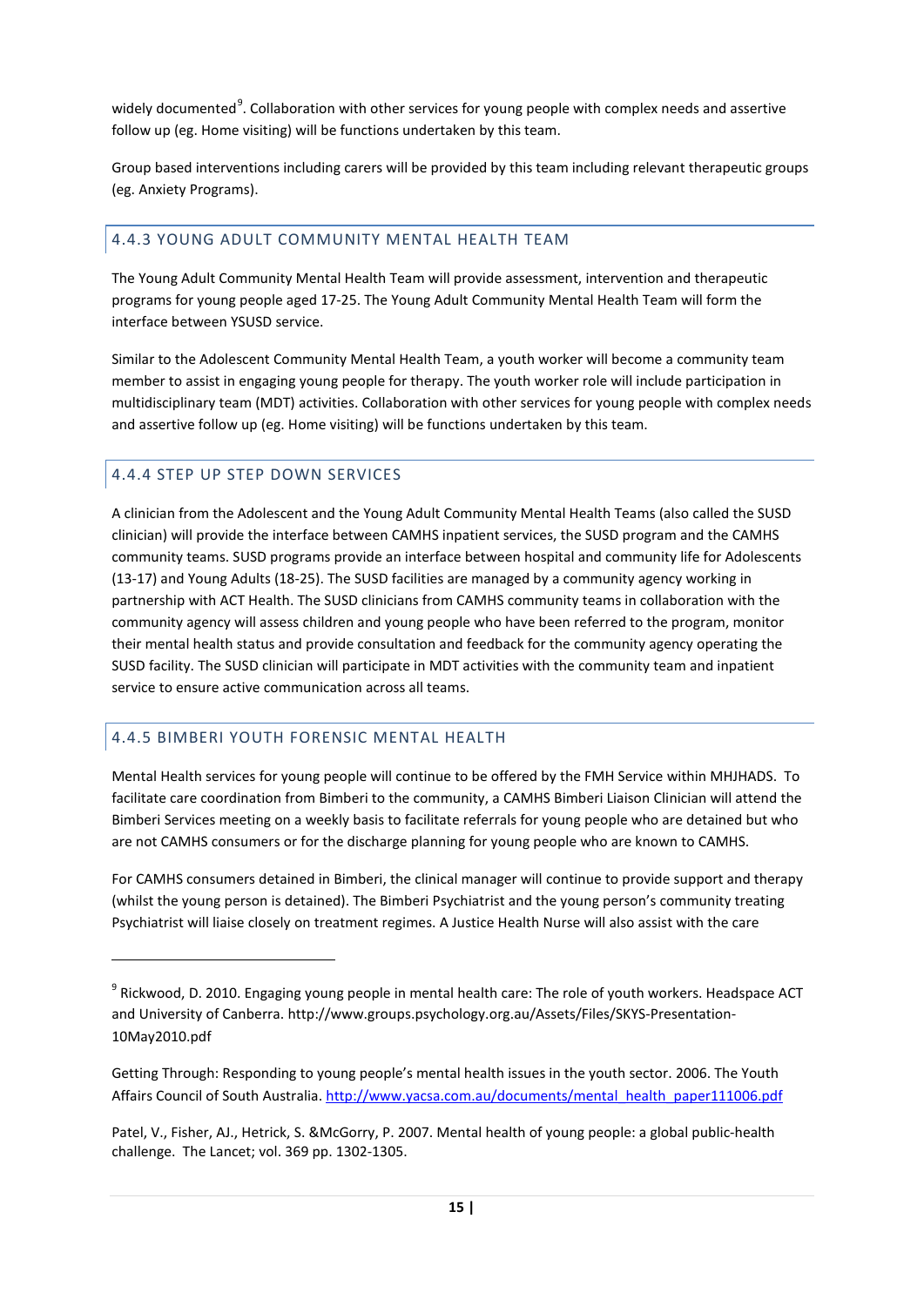widely documented[9]. Collaboration with other services for young people with complex needs and assertive follow up (eg. Home visiting) will be functions undertaken by this team.

Group based interventions including carers will be provided by this team including relevant therapeutic groups (eg. Anxiety Programs).

### 4.4.3 YOUNG ADULT COMMUNITY MENTAL HEALTH TEAM

The Young Adult Community Mental Health Team will provide assessment, intervention and therapeutic programs for young people aged 17-25. The Young Adult Community Mental Health Team will form the interface between YSUSD service.

Similar to the Adolescent Community Mental Health Team, a youth worker will become a community team member to assist in engaging young people for therapy. The youth worker role will include participation in multidisciplinary team (MDT) activities. Collaboration with other services for young people with complex needs and assertive follow up (eg. Home visiting) will be functions undertaken by this team.

### 4.4.4 STEP UP STEP DOWN SERVICES

A clinician from the Adolescent and the Young Adult Community Mental Health Teams (also called the SUSD clinician) will provide the interface between CAMHS inpatient services, the SUSD program and the CAMHS community teams. SUSD programs provide an interface between hospital and community life for Adolescents (13-17) and Young Adults (18-25). The SUSD facilities are managed by a community agency working in partnership with ACT Health. The SUSD clinicians from CAMHS community teams in collaboration with the community agency will assess children and young people who have been referred to the program, monitor their mental health status and provide consultation and feedback for the community agency operating the SUSD facility. The SUSD clinician will participate in MDT activities with the community team and inpatient service to ensure active communication across all teams.

### 4.4.5 BIMBERI YOUTH FORENSIC MENTAL HEALTH

Mental Health services for young people will continue to be offered by the FMH Service within MHJHADS. To facilitate care coordination from Bimberi to the community, a CAMHS Bimberi Liaison Clinician will attend the Bimberi Services meeting on a weekly basis to facilitate referrals for young people who are detained but who are not CAMHS consumers or for the discharge planning for young people who are known to CAMHS.

For CAMHS consumers detained in Bimberi, the clinical manager will continue to provide support and therapy (whilst the young person is detained). The Bimberi Psychiatrist and the young person's community treating Psychiatrist will liaise closely on treatment regimes. A Justice Health Nurse will also assist with the care

---

[9] Rickwood, D. 2010. Engaging young people in mental health care: The role of youth workers. Headspace ACT and University of Canberra. http://www.groups.psychology.org.au/Assets/Files/SKYS-Presentation-10May2010.pdf

Getting Through: Responding to young people's mental health issues in the youth sector. 2006. The Youth Affairs Council of South Australia. http://www.yacsa.com.au/documents/mental_health_paper111006.pdf

Patel, V., Fisher, AJ., Hetrick, S. &McGorry, P. 2007. Mental health of young people: a global public-health challenge. The Lancet; vol. 369 pp. 1302-1305.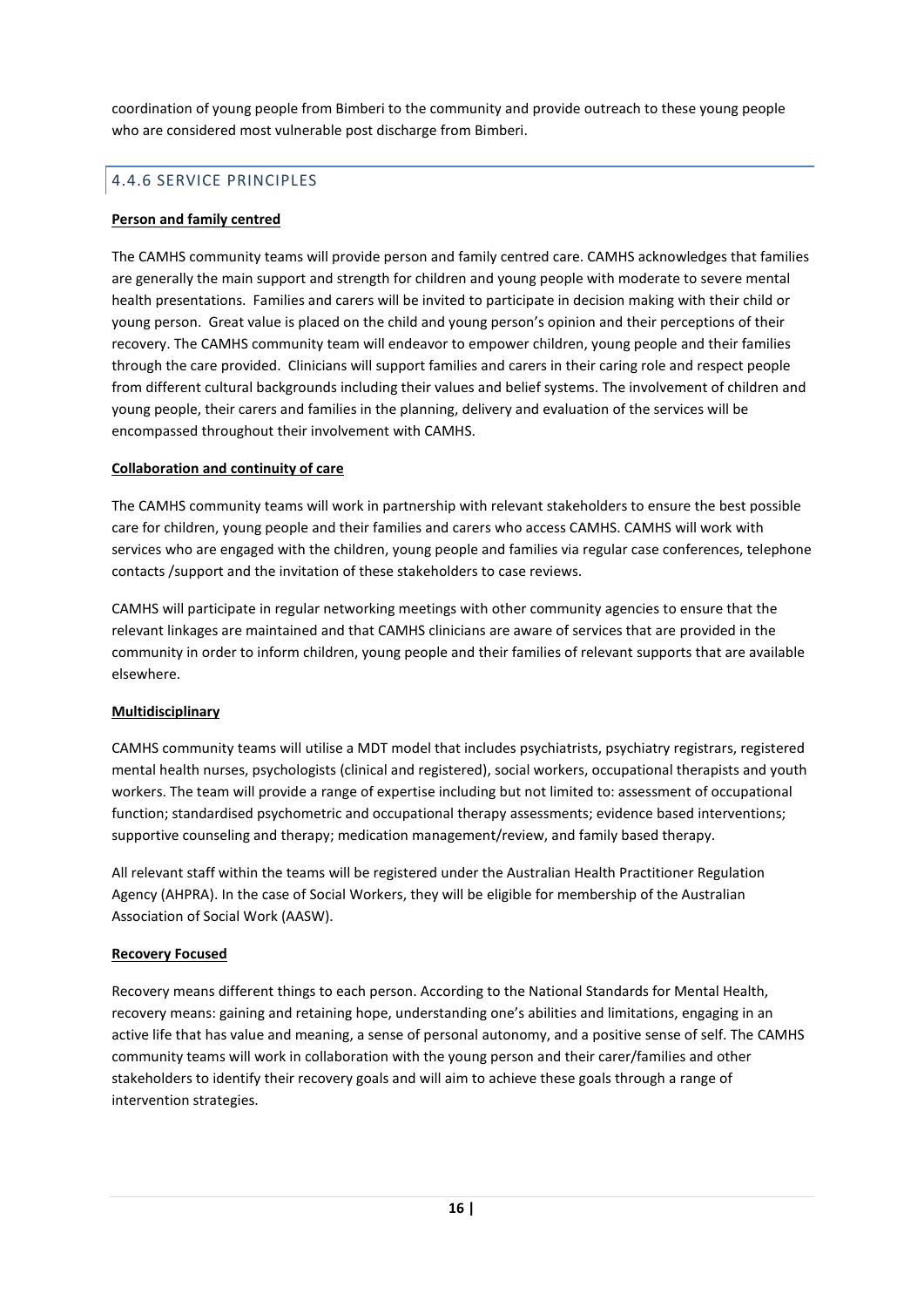coordination of young people from Bimberi to the community and provide outreach to these young people who are considered most vulnerable post discharge from Bimberi.

### 4.4.6 SERVICE PRINCIPLES

**Person and family centred**

The CAMHS community teams will provide person and family centred care. CAMHS acknowledges that families are generally the main support and strength for children and young people with moderate to severe mental health presentations. Families and carers will be invited to participate in decision making with their child or young person. Great value is placed on the child and young person's opinion and their perceptions of their recovery. The CAMHS community team will endeavor to empower children, young people and their families through the care provided. Clinicians will support families and carers in their caring role and respect people from different cultural backgrounds including their values and belief systems. The involvement of children and young people, their carers and families in the planning, delivery and evaluation of the services will be encompassed throughout their involvement with CAMHS.

**Collaboration and continuity of care**

The CAMHS community teams will work in partnership with relevant stakeholders to ensure the best possible care for children, young people and their families and carers who access CAMHS. CAMHS will work with services who are engaged with the children, young people and families via regular case conferences, telephone contacts /support and the invitation of these stakeholders to case reviews.

CAMHS will participate in regular networking meetings with other community agencies to ensure that the relevant linkages are maintained and that CAMHS clinicians are aware of services that are provided in the community in order to inform children, young people and their families of relevant supports that are available elsewhere.

**Multidisciplinary**

CAMHS community teams will utilise a MDT model that includes psychiatrists, psychiatry registrars, registered mental health nurses, psychologists (clinical and registered), social workers, occupational therapists and youth workers. The team will provide a range of expertise including but not limited to: assessment of occupational function; standardised psychometric and occupational therapy assessments; evidence based interventions; supportive counseling and therapy; medication management/review, and family based therapy.

All relevant staff within the teams will be registered under the Australian Health Practitioner Regulation Agency (AHPRA). In the case of Social Workers, they will be eligible for membership of the Australian Association of Social Work (AASW).

**Recovery Focused**

Recovery means different things to each person. According to the National Standards for Mental Health, recovery means: gaining and retaining hope, understanding one's abilities and limitations, engaging in an active life that has value and meaning, a sense of personal autonomy, and a positive sense of self. The CAMHS community teams will work in collaboration with the young person and their carer/families and other stakeholders to identify their recovery goals and will aim to achieve these goals through a range of intervention strategies.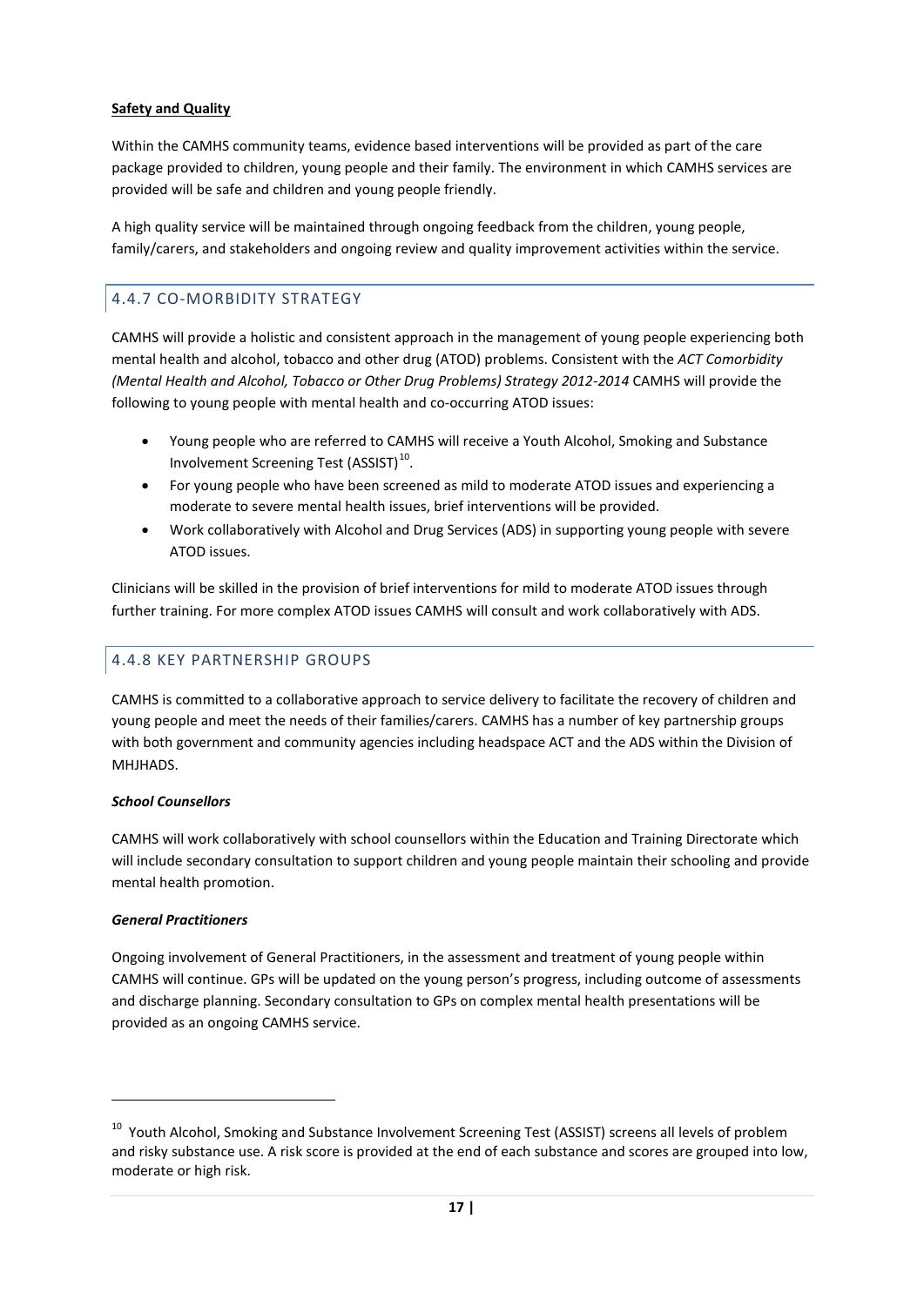**Safety and Quality**

Within the CAMHS community teams, evidence based interventions will be provided as part of the care package provided to children, young people and their family. The environment in which CAMHS services are provided will be safe and children and young people friendly.

A high quality service will be maintained through ongoing feedback from the children, young people, family/carers, and stakeholders and ongoing review and quality improvement activities within the service.

### 4.4.7 CO-MORBIDITY STRATEGY

CAMHS will provide a holistic and consistent approach in the management of young people experiencing both mental health and alcohol, tobacco and other drug (ATOD) problems. Consistent with the *ACT Comorbidity (Mental Health and Alcohol, Tobacco or Other Drug Problems) Strategy 2012-2014* CAMHS will provide the following to young people with mental health and co-occurring ATOD issues:

- Young people who are referred to CAMHS will receive a Youth Alcohol, Smoking and Substance Involvement Screening Test (ASSIST)[10].
- For young people who have been screened as mild to moderate ATOD issues and experiencing a moderate to severe mental health issues, brief interventions will be provided.
- Work collaboratively with Alcohol and Drug Services (ADS) in supporting young people with severe ATOD issues.

Clinicians will be skilled in the provision of brief interventions for mild to moderate ATOD issues through further training. For more complex ATOD issues CAMHS will consult and work collaboratively with ADS.

### 4.4.8 KEY PARTNERSHIP GROUPS

CAMHS is committed to a collaborative approach to service delivery to facilitate the recovery of children and young people and meet the needs of their families/carers. CAMHS has a number of key partnership groups with both government and community agencies including headspace ACT and the ADS within the Division of MHJHADS.

***School Counsellors***

CAMHS will work collaboratively with school counsellors within the Education and Training Directorate which will include secondary consultation to support children and young people maintain their schooling and provide mental health promotion.

***General Practitioners***

Ongoing involvement of General Practitioners, in the assessment and treatment of young people within CAMHS will continue. GPs will be updated on the young person's progress, including outcome of assessments and discharge planning. Secondary consultation to GPs on complex mental health presentations will be provided as an ongoing CAMHS service.

---

[10] Youth Alcohol, Smoking and Substance Involvement Screening Test (ASSIST) screens all levels of problem and risky substance use. A risk score is provided at the end of each substance and scores are grouped into low, moderate or high risk.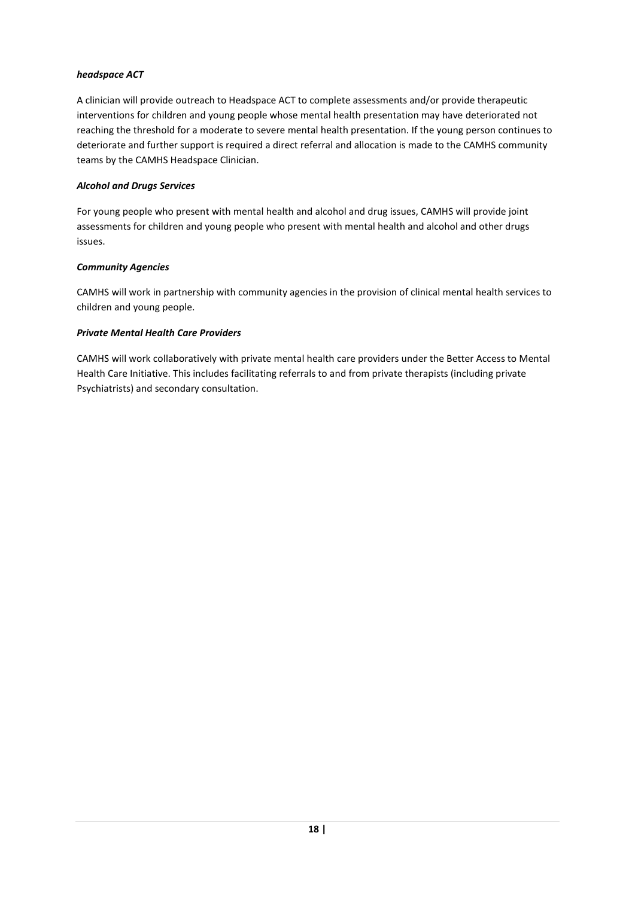***headspace ACT***

A clinician will provide outreach to Headspace ACT to complete assessments and/or provide therapeutic interventions for children and young people whose mental health presentation may have deteriorated not reaching the threshold for a moderate to severe mental health presentation. If the young person continues to deteriorate and further support is required a direct referral and allocation is made to the CAMHS community teams by the CAMHS Headspace Clinician.

***Alcohol and Drugs Services***

For young people who present with mental health and alcohol and drug issues, CAMHS will provide joint assessments for children and young people who present with mental health and alcohol and other drugs issues.

***Community Agencies***

CAMHS will work in partnership with community agencies in the provision of clinical mental health services to children and young people.

***Private Mental Health Care Providers***

CAMHS will work collaboratively with private mental health care providers under the Better Access to Mental Health Care Initiative. This includes facilitating referrals to and from private therapists (including private Psychiatrists) and secondary consultation.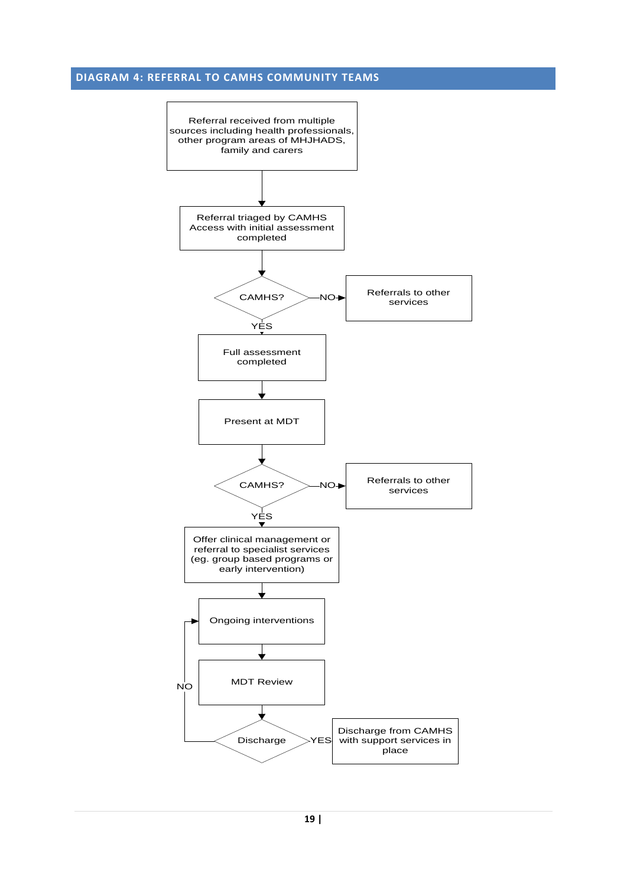## DIAGRAM 4: REFERRAL TO CAMHS COMMUNITY TEAMS

Referral received from multiple sources including health professionals, other program areas of MHJHADS, family and carers

Referral triaged by CAMHS Access with initial assessment completed

CAMHS?

NO

Referrals to other services

YES

Full assessment completed

Present at MDT

CAMHS?

NO

Referrals to other services

YES

Offer clinical management or referral to specialist services (eg. group based programs or early intervention)

Ongoing interventions

MDT Review

Discharge

NO

YES

Discharge from CAMHS with support services in place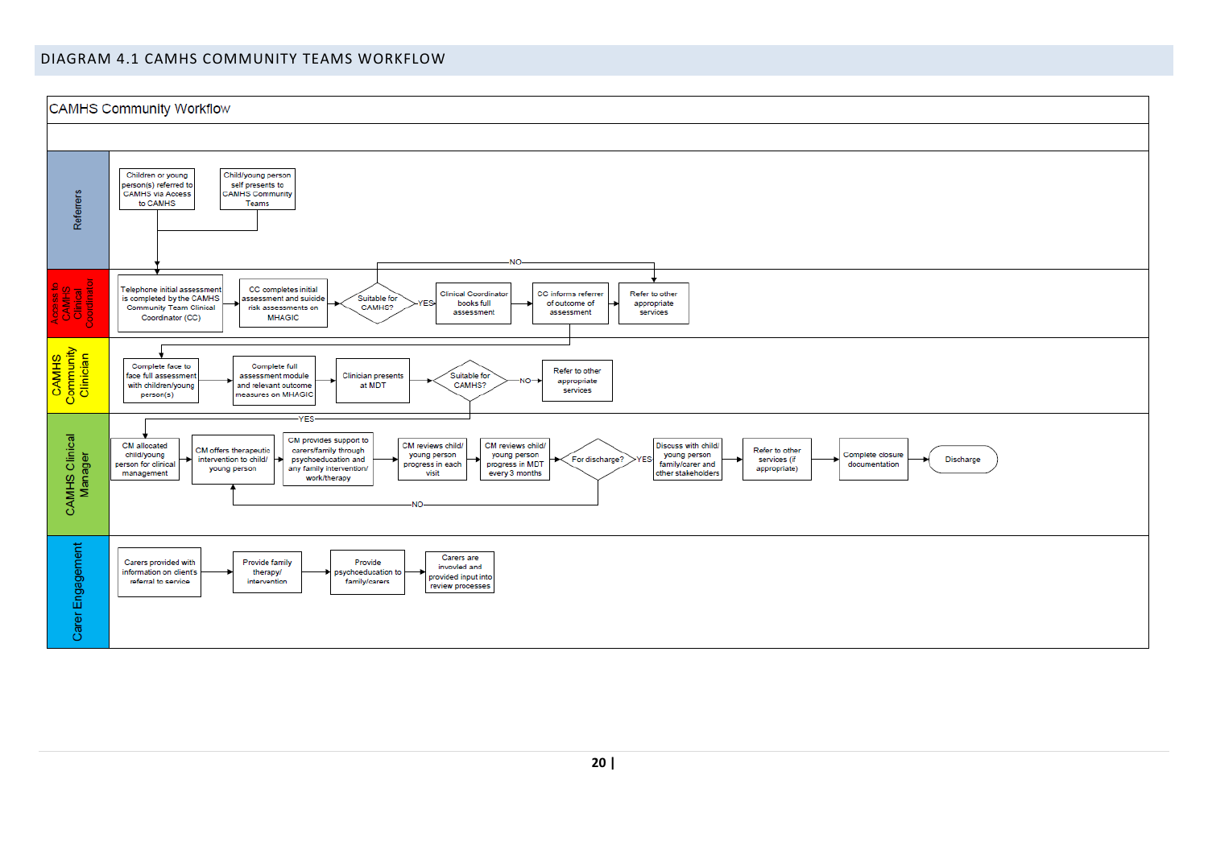## DIAGRAM 4.1 CAMHS COMMUNITY TEAMS WORKFLOW

CAMHS Community Workflow

Referrers

Children or young person(s) referred to CAMHS via Access to CAMHS

Child/young person self presents to CAMHS Community Teams

Access to CAMHS Clinical Coordinator

Telephone initial assessment is completed by the CAMHS Community Team Clinical Coordinator (CC)

CC completes initial assessment and suicide risk assessments on MHAGIC

Suitable for CAMHS?

YES

NO

Clinical Coordinator books full assessment

CC informs referrer of outcome of assessment

Refer to other appropriate services

CAMHS Community Clinician

Complete face to face full assessment with children/young person(s)

Complete full assessment module and relevant outcome measures on MHAGIC

Clinician presents at MDT

Suitable for CAMHS?

NO

Refer to other appropriate services

YES

CAMHS Clinical Manager

CM allocated child/young person for clinical management

CM offers therapeutic intervention to child/ young person

CM provides support to carers/family through psychoeducation and any family intervention/ work/therapy

CM reviews child/ young person progress in each visit

CM reviews child/ young person progress in MDT every 3 months

For discharge?

YES

NO

Discuss with child/ young person family/carer and other stakeholders

Refer to other services (if appropriate)

Complete closure documentation

Discharge

Carer Engagement

Carers provided with information on client's referral to service

Provide family therapy/ intervention

Provide psychoeducation to family/carers

Carers are involved and provided input into review processes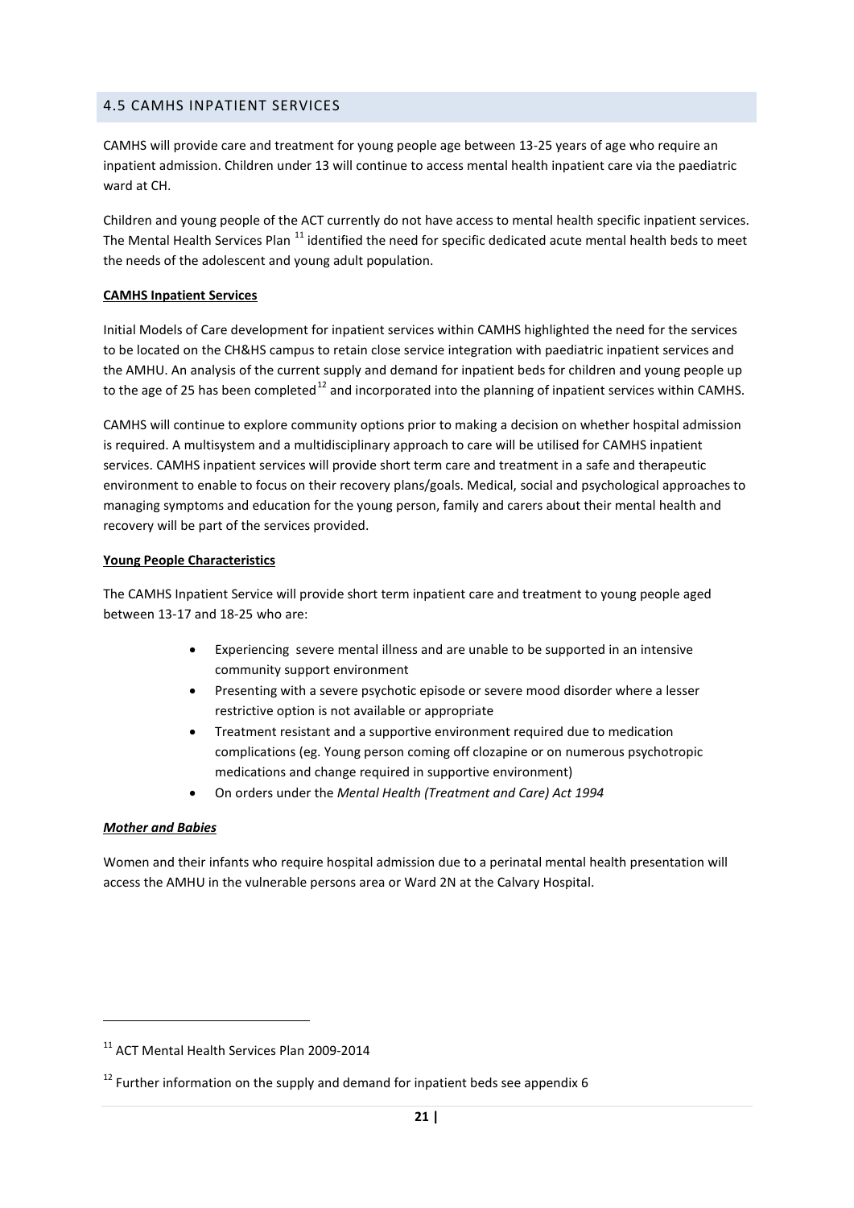## 4.5 CAMHS INPATIENT SERVICES

CAMHS will provide care and treatment for young people age between 13-25 years of age who require an inpatient admission. Children under 13 will continue to access mental health inpatient care via the paediatric ward at CH.

Children and young people of the ACT currently do not have access to mental health specific inpatient services. The Mental Health Services Plan [11] identified the need for specific dedicated acute mental health beds to meet the needs of the adolescent and young adult population.

**CAMHS Inpatient Services**

Initial Models of Care development for inpatient services within CAMHS highlighted the need for the services to be located on the CH&HS campus to retain close service integration with paediatric inpatient services and the AMHU. An analysis of the current supply and demand for inpatient beds for children and young people up to the age of 25 has been completed[12] and incorporated into the planning of inpatient services within CAMHS.

CAMHS will continue to explore community options prior to making a decision on whether hospital admission is required. A multisystem and a multidisciplinary approach to care will be utilised for CAMHS inpatient services. CAMHS inpatient services will provide short term care and treatment in a safe and therapeutic environment to enable to focus on their recovery plans/goals. Medical, social and psychological approaches to managing symptoms and education for the young person, family and carers about their mental health and recovery will be part of the services provided.

**Young People Characteristics**

The CAMHS Inpatient Service will provide short term inpatient care and treatment to young people aged between 13-17 and 18-25 who are:

- Experiencing severe mental illness and are unable to be supported in an intensive community support environment
- Presenting with a severe psychotic episode or severe mood disorder where a lesser restrictive option is not available or appropriate
- Treatment resistant and a supportive environment required due to medication complications (eg. Young person coming off clozapine or on numerous psychotropic medications and change required in supportive environment)
- On orders under the *Mental Health (Treatment and Care) Act 1994*

***Mother and Babies***

Women and their infants who require hospital admission due to a perinatal mental health presentation will access the AMHU in the vulnerable persons area or Ward 2N at the Calvary Hospital.

[11] ACT Mental Health Services Plan 2009-2014

[12] Further information on the supply and demand for inpatient beds see appendix 6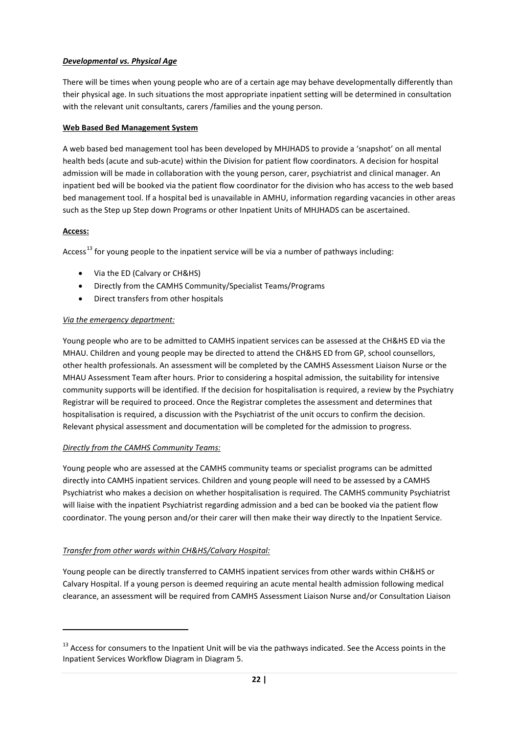***Developmental vs. Physical Age***

There will be times when young people who are of a certain age may behave developmentally differently than their physical age. In such situations the most appropriate inpatient setting will be determined in consultation with the relevant unit consultants, carers /families and the young person.

**Web Based Bed Management System**

A web based bed management tool has been developed by MHJHADS to provide a 'snapshot' on all mental health beds (acute and sub-acute) within the Division for patient flow coordinators. A decision for hospital admission will be made in collaboration with the young person, carer, psychiatrist and clinical manager. An inpatient bed will be booked via the patient flow coordinator for the division who has access to the web based bed management tool. If a hospital bed is unavailable in AMHU, information regarding vacancies in other areas such as the Step up Step down Programs or other Inpatient Units of MHJHADS can be ascertained.

**Access:**

Access[13] for young people to the inpatient service will be via a number of pathways including:

- Via the ED (Calvary or CH&HS)
- Directly from the CAMHS Community/Specialist Teams/Programs
- Direct transfers from other hospitals

*Via the emergency department:*

Young people who are to be admitted to CAMHS inpatient services can be assessed at the CH&HS ED via the MHAU. Children and young people may be directed to attend the CH&HS ED from GP, school counsellors, other health professionals. An assessment will be completed by the CAMHS Assessment Liaison Nurse or the MHAU Assessment Team after hours. Prior to considering a hospital admission, the suitability for intensive community supports will be identified. If the decision for hospitalisation is required, a review by the Psychiatry Registrar will be required to proceed. Once the Registrar completes the assessment and determines that hospitalisation is required, a discussion with the Psychiatrist of the unit occurs to confirm the decision. Relevant physical assessment and documentation will be completed for the admission to progress.

*Directly from the CAMHS Community Teams:*

Young people who are assessed at the CAMHS community teams or specialist programs can be admitted directly into CAMHS inpatient services. Children and young people will need to be assessed by a CAMHS Psychiatrist who makes a decision on whether hospitalisation is required. The CAMHS community Psychiatrist will liaise with the inpatient Psychiatrist regarding admission and a bed can be booked via the patient flow coordinator. The young person and/or their carer will then make their way directly to the Inpatient Service.

*Transfer from other wards within CH&HS/Calvary Hospital:*

Young people can be directly transferred to CAMHS inpatient services from other wards within CH&HS or Calvary Hospital. If a young person is deemed requiring an acute mental health admission following medical clearance, an assessment will be required from CAMHS Assessment Liaison Nurse and/or Consultation Liaison

[13] Access for consumers to the Inpatient Unit will be via the pathways indicated. See the Access points in the Inpatient Services Workflow Diagram in Diagram 5.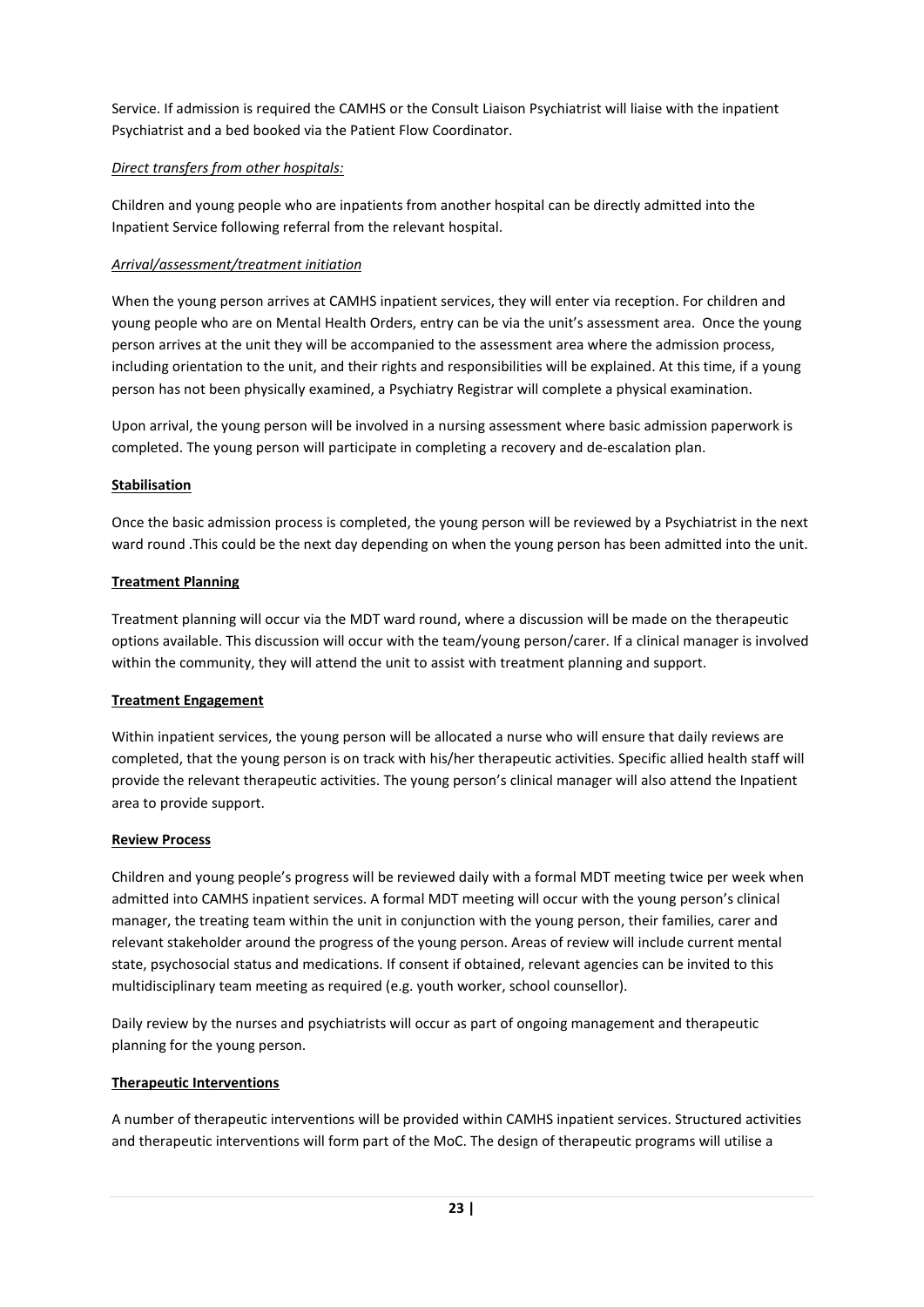Service. If admission is required the CAMHS or the Consult Liaison Psychiatrist will liaise with the inpatient Psychiatrist and a bed booked via the Patient Flow Coordinator.

*Direct transfers from other hospitals:*

Children and young people who are inpatients from another hospital can be directly admitted into the Inpatient Service following referral from the relevant hospital.

*Arrival/assessment/treatment initiation*

When the young person arrives at CAMHS inpatient services, they will enter via reception. For children and young people who are on Mental Health Orders, entry can be via the unit's assessment area. Once the young person arrives at the unit they will be accompanied to the assessment area where the admission process, including orientation to the unit, and their rights and responsibilities will be explained. At this time, if a young person has not been physically examined, a Psychiatry Registrar will complete a physical examination.

Upon arrival, the young person will be involved in a nursing assessment where basic admission paperwork is completed. The young person will participate in completing a recovery and de-escalation plan.

**Stabilisation**

Once the basic admission process is completed, the young person will be reviewed by a Psychiatrist in the next ward round .This could be the next day depending on when the young person has been admitted into the unit.

**Treatment Planning**

Treatment planning will occur via the MDT ward round, where a discussion will be made on the therapeutic options available. This discussion will occur with the team/young person/carer. If a clinical manager is involved within the community, they will attend the unit to assist with treatment planning and support.

**Treatment Engagement**

Within inpatient services, the young person will be allocated a nurse who will ensure that daily reviews are completed, that the young person is on track with his/her therapeutic activities. Specific allied health staff will provide the relevant therapeutic activities. The young person's clinical manager will also attend the Inpatient area to provide support.

**Review Process**

Children and young people's progress will be reviewed daily with a formal MDT meeting twice per week when admitted into CAMHS inpatient services. A formal MDT meeting will occur with the young person's clinical manager, the treating team within the unit in conjunction with the young person, their families, carer and relevant stakeholder around the progress of the young person. Areas of review will include current mental state, psychosocial status and medications. If consent if obtained, relevant agencies can be invited to this multidisciplinary team meeting as required (e.g. youth worker, school counsellor).

Daily review by the nurses and psychiatrists will occur as part of ongoing management and therapeutic planning for the young person.

**Therapeutic Interventions**

A number of therapeutic interventions will be provided within CAMHS inpatient services. Structured activities and therapeutic interventions will form part of the MoC. The design of therapeutic programs will utilise a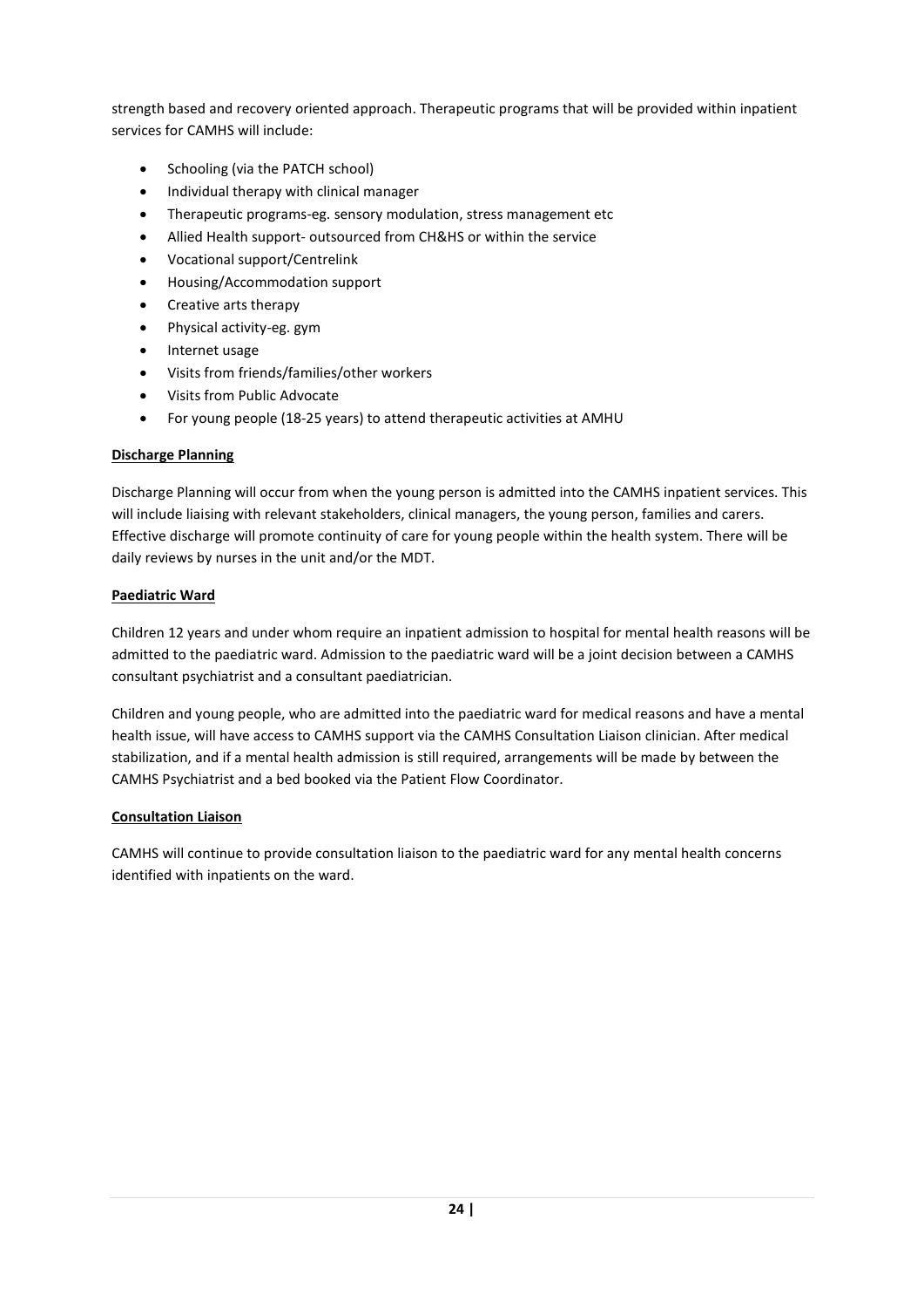strength based and recovery oriented approach. Therapeutic programs that will be provided within inpatient services for CAMHS will include:

- Schooling (via the PATCH school)
- Individual therapy with clinical manager
- Therapeutic programs-eg. sensory modulation, stress management etc
- Allied Health support- outsourced from CH&HS or within the service
- Vocational support/Centrelink
- Housing/Accommodation support
- Creative arts therapy
- Physical activity-eg. gym
- Internet usage
- Visits from friends/families/other workers
- Visits from Public Advocate
- For young people (18-25 years) to attend therapeutic activities at AMHU

**Discharge Planning**

Discharge Planning will occur from when the young person is admitted into the CAMHS inpatient services. This will include liaising with relevant stakeholders, clinical managers, the young person, families and carers. Effective discharge will promote continuity of care for young people within the health system. There will be daily reviews by nurses in the unit and/or the MDT.

**Paediatric Ward**

Children 12 years and under whom require an inpatient admission to hospital for mental health reasons will be admitted to the paediatric ward. Admission to the paediatric ward will be a joint decision between a CAMHS consultant psychiatrist and a consultant paediatrician.

Children and young people, who are admitted into the paediatric ward for medical reasons and have a mental health issue, will have access to CAMHS support via the CAMHS Consultation Liaison clinician. After medical stabilization, and if a mental health admission is still required, arrangements will be made by between the CAMHS Psychiatrist and a bed booked via the Patient Flow Coordinator.

**Consultation Liaison**

CAMHS will continue to provide consultation liaison to the paediatric ward for any mental health concerns identified with inpatients on the ward.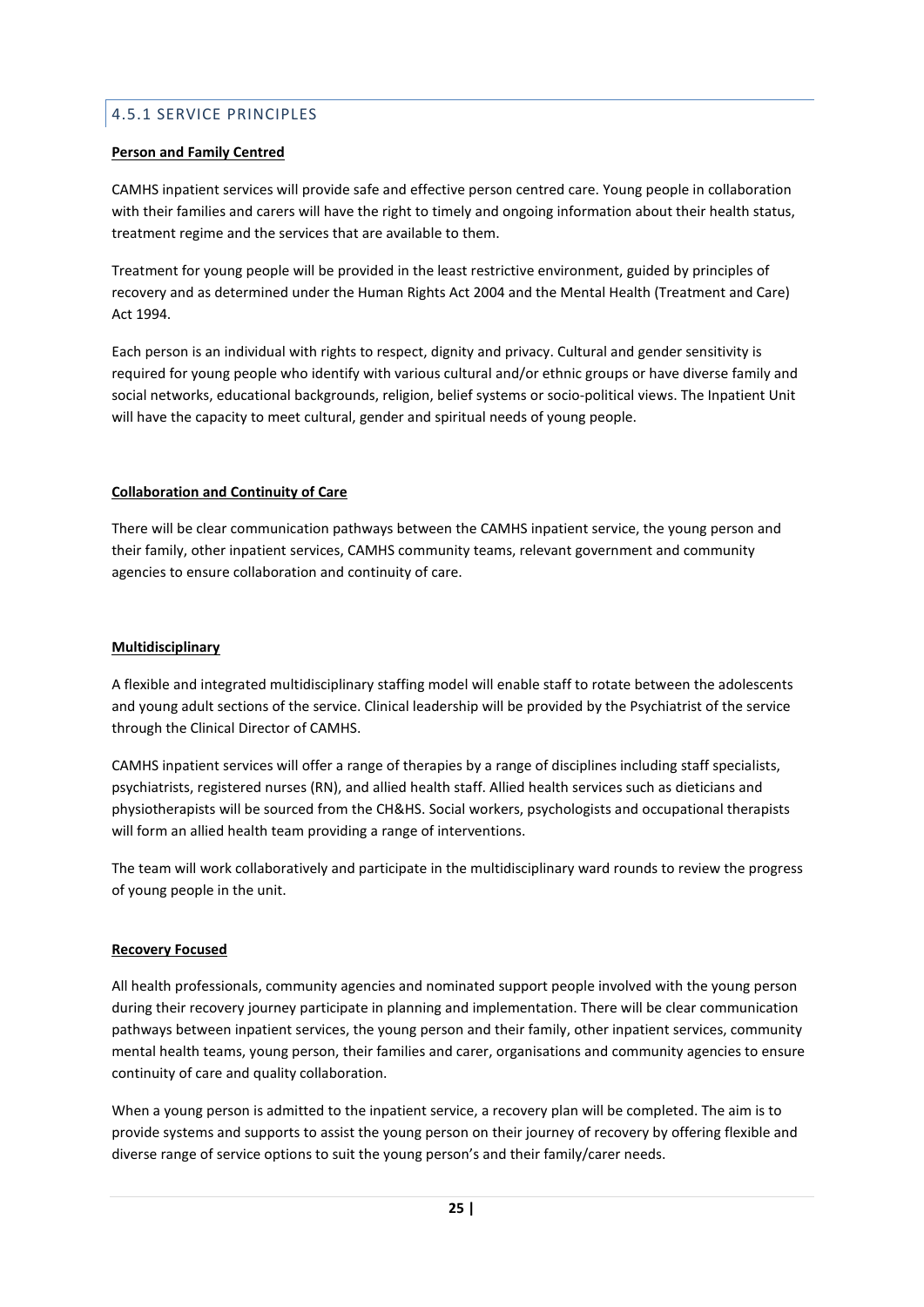### 4.5.1 SERVICE PRINCIPLES

**Person and Family Centred**

CAMHS inpatient services will provide safe and effective person centred care. Young people in collaboration with their families and carers will have the right to timely and ongoing information about their health status, treatment regime and the services that are available to them.

Treatment for young people will be provided in the least restrictive environment, guided by principles of recovery and as determined under the Human Rights Act 2004 and the Mental Health (Treatment and Care) Act 1994.

Each person is an individual with rights to respect, dignity and privacy. Cultural and gender sensitivity is required for young people who identify with various cultural and/or ethnic groups or have diverse family and social networks, educational backgrounds, religion, belief systems or socio-political views. The Inpatient Unit will have the capacity to meet cultural, gender and spiritual needs of young people.

**Collaboration and Continuity of Care**

There will be clear communication pathways between the CAMHS inpatient service, the young person and their family, other inpatient services, CAMHS community teams, relevant government and community agencies to ensure collaboration and continuity of care.

**Multidisciplinary**

A flexible and integrated multidisciplinary staffing model will enable staff to rotate between the adolescents and young adult sections of the service. Clinical leadership will be provided by the Psychiatrist of the service through the Clinical Director of CAMHS.

CAMHS inpatient services will offer a range of therapies by a range of disciplines including staff specialists, psychiatrists, registered nurses (RN), and allied health staff. Allied health services such as dieticians and physiotherapists will be sourced from the CH&HS. Social workers, psychologists and occupational therapists will form an allied health team providing a range of interventions.

The team will work collaboratively and participate in the multidisciplinary ward rounds to review the progress of young people in the unit.

**Recovery Focused**

All health professionals, community agencies and nominated support people involved with the young person during their recovery journey participate in planning and implementation. There will be clear communication pathways between inpatient services, the young person and their family, other inpatient services, community mental health teams, young person, their families and carer, organisations and community agencies to ensure continuity of care and quality collaboration.

When a young person is admitted to the inpatient service, a recovery plan will be completed. The aim is to provide systems and supports to assist the young person on their journey of recovery by offering flexible and diverse range of service options to suit the young person's and their family/carer needs.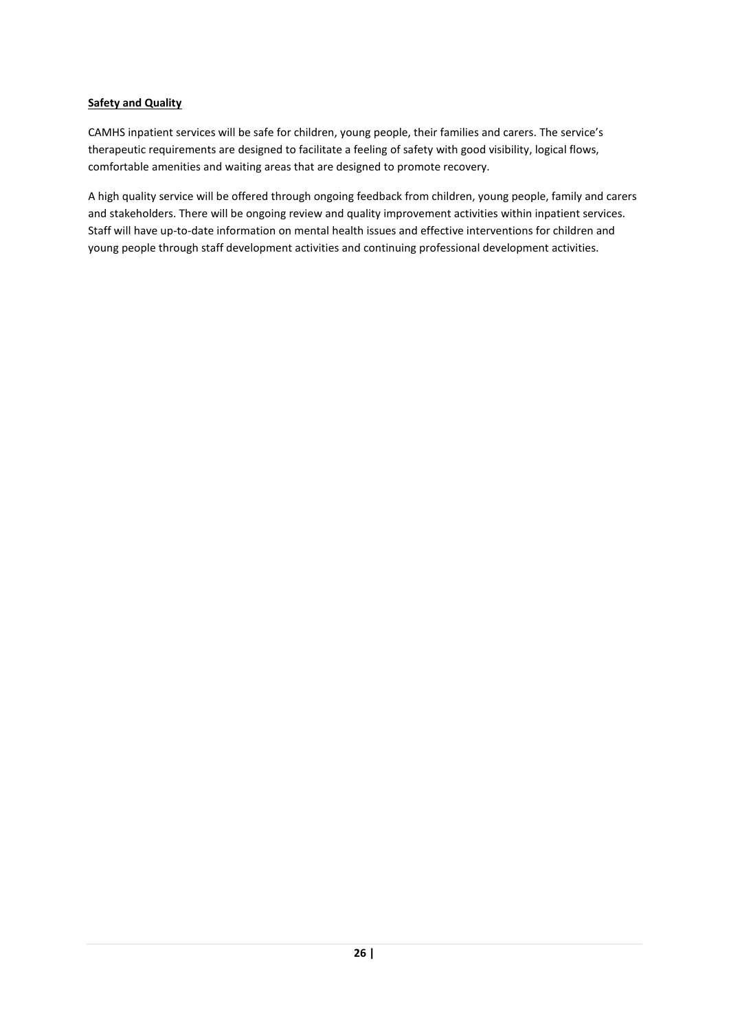**Safety and Quality**

CAMHS inpatient services will be safe for children, young people, their families and carers. The service's therapeutic requirements are designed to facilitate a feeling of safety with good visibility, logical flows, comfortable amenities and waiting areas that are designed to promote recovery.

A high quality service will be offered through ongoing feedback from children, young people, family and carers and stakeholders. There will be ongoing review and quality improvement activities within inpatient services. Staff will have up-to-date information on mental health issues and effective interventions for children and young people through staff development activities and continuing professional development activities.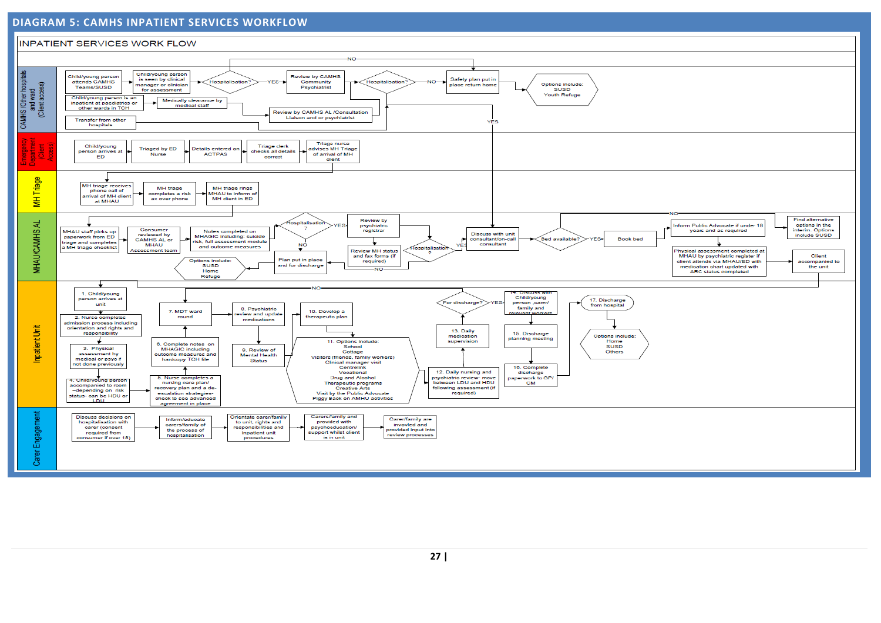## DIAGRAM 5: CAMHS INPATIENT SERVICES WORKFLOW

INPATIENT SERVICES WORK FLOW

CAMHS /Other hospitals and ward (Client access)

Child/young person attends CAMHS Teams/SUSD

Child/young person is seen by clinical manager or clinician for assessment

Hospitalisation?

YES

NO

Review by CAMHS Community Psychiatrist

Hospitalisation?

NO

Safety plan put in place return home

Options include: SUSD Youth Refuge

Child/young person is an inpatient at paediatrics or other wards in TCH

Medically clearance by medical staff

Review by CAMHS AL /Consultation Liaison and or psychiatrist

Transfer from other hospitals

YES

Emergency Department (Client Access)

Child/young person arrives at ED

Triaged by ED Nurse

Details entered on ACTPAS

Triage clerk checks all details correct

Triage nurse advises MH Triage of arrival of MH client

MH Triage

MH triage receives phone call of arrival of MH client at MHAU

MH triage completes a risk ax over phone

MH triage rings MHAU to inform of MH client in ED

MHAU/CAMHS AL

MHAU staff picks up paperwork from ED triage and completes a MH triage checklist

Consumer reviewed by CAMHS AL or MHAU Assessment team

Notes completed on MHAGIC including: suicide risk, full assessment module and outcome measures

Hospitalisation?

YES

NO

Review by psychiatric registrar

Review MH status and fax forms (if required)

Hospitalisation?

YES

NO

Plan put in place and for discharge

Options include: SUSD Home Refuge

Discuss with unit consultant/on-call consultant

Bed available?

YES

NO

Book bed

Inform Public Advocate if under 18 years and as required

Find alternative options in the interim. Options include SUSD

Physical assessment completed at MHAU by psychiatric register if client attends via MHAU/ED with medication chart updated with ARC status completed

Client accompanied to the unit

Inpatient Unit

1. Child/young person arrives at unit

2. Nurse completes admission process including orientation and rights and responsibility

3. Physical assessment by medical or psyc if not done previously

4. Child/young person accompanied to room –depending on risk status- can be HDU or LDU

5. Nurse completes a nursing care plan/ recovery plan and a de-escalation strategies- check to see advanced agreement in place

6. Complete notes on MHAGIC including outcome measures and hardcopy TCH file

7. MDT ward round

8. Psychiatric review and update medications

9. Review of Mental Health Status

10. Develop a therapeutic plan

11. Options include: School Cottage Visitors (friends, family workers) Clinical manager visit Centrelink Vocational Drug and Alcohol Therapeutic programs Creative Arts Visit by the Public Advocate Piggy Back on AMHU activities

12. Daily nursing and psychiatric review- move between LDU and HDU following assessment (if required)

13. Daily medication supervision

For discharge?

YES

NO

14. Discuss with Child/young person ,carer/ family and relevant workers

15. Discharge planning meeting

16. Complete discharge paperwork to GP/ CM

17. Discharge from hospital

Options include: Home SUSD Others

Carer Engagement

Discuss decisions on hospitalisation with carer (consent required from consumer if over 18)

Inform/educate carers/family of the process of hospitalisation

Orientate carer/family to unit, rights and responsibilities and inpatient unit procedures

Carers/family and provided with psychoeducation/ support whilst client is in unit

Carer/family are involved and provided input into review processes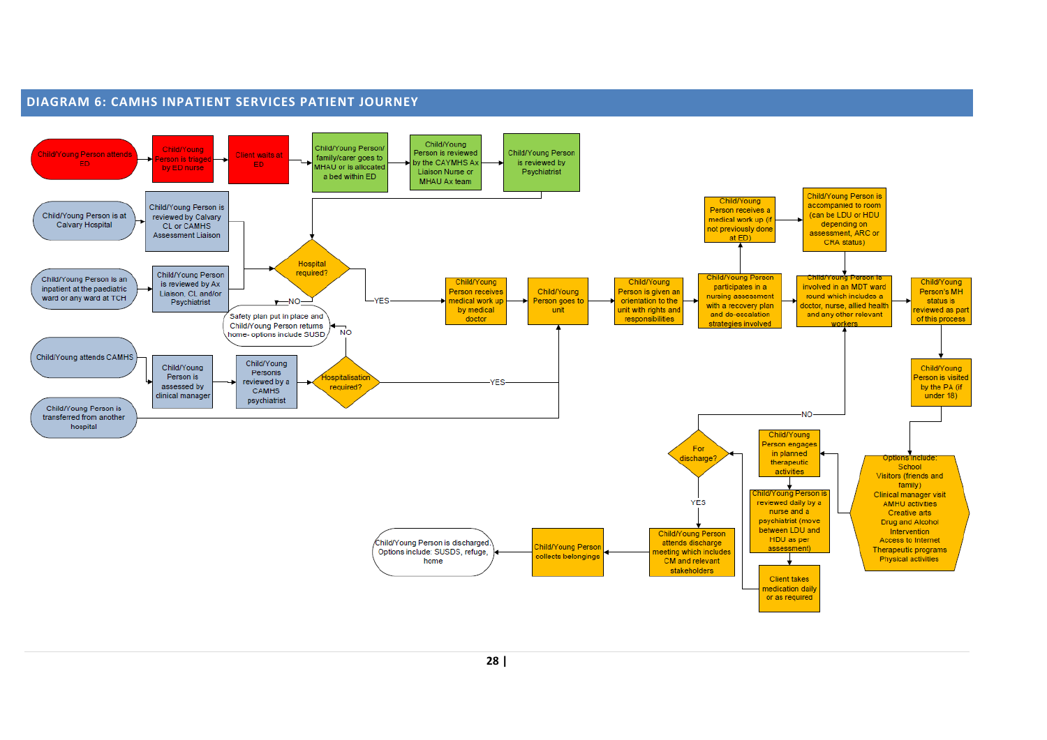## DIAGRAM 6: CAMHS INPATIENT SERVICES PATIENT JOURNEY

Child/Young Person attends ED

Child/Young Person is triaged by ED nurse

Client waits at ED

Child/Young Person/ family/carer goes to MHAU or is allocated a bed within ED

Child/Young Person is reviewed by the CAYMHS Ax Liaison Nurse or MHAU Ax team

Child/Young Person is reviewed by Psychiatrist

Child/Young Person is at Calvary Hospital

Child/Young Person is reviewed by Calvary CL or CAMHS Assessment Liaison

Child/Young Person is an inpatient at the paediatric ward or any ward at TCH

Child/Young Person is reviewed by Ax Liaison, CL and/or Psychiatrist

Hospital required?

NO

Safety plan put in place and Child/Young Person returns home- options include SUSD

YES

Child/Young attends CAMHS

Child/Young Person is transferred from another hospital

Child/Young Person is assessed by clinical manager

Child/Young Personis reviewed by a CAMHS psychiatrist

Hospitalisation required?

NO

YES

Child/Young Person receives medical work up by medical doctor

Child/Young Person goes to unit

Child/Young Person is given an orientation to the unit with rights and responsibilities

Child/Young Person participates in a nursing assessment with a recovery plan and de-escalation strategies involved

Child/Young Person receives a medical work up (if not previously done at ED)

Child/Young Person is accompanied to room (can be LDU or HDU depending on assessment, ARC or CRA status)

Child/Young Person is involved in an MDT ward round which includes a doctor, nurse, allied health and any other relevant workers

Child/Young Person's MH status is reviewed as part of this process

Child/Young Person is visited by the PA (if under 18)

Options include:
School
Visitors (friends and family)
Clinical manager visit
AMHU activities
Creative arts
Drug and Alcohol Intervention
Access to Internet
Therapeutic programs
Physical activities

Child/Young Person engages in planned therapeutic activities

Child/Young Person is reviewed daily by a nurse and a psychiatrist (move between LDU and HDU as per assessment)

Client takes medication daily or as required

For discharge?

NO

YES

Child/Young Person attends discharge meeting which includes CM and relevant stakeholders

Child/Young Person collects belongings

Child/Young Person is discharged. Options include: SUSDS, refuge, home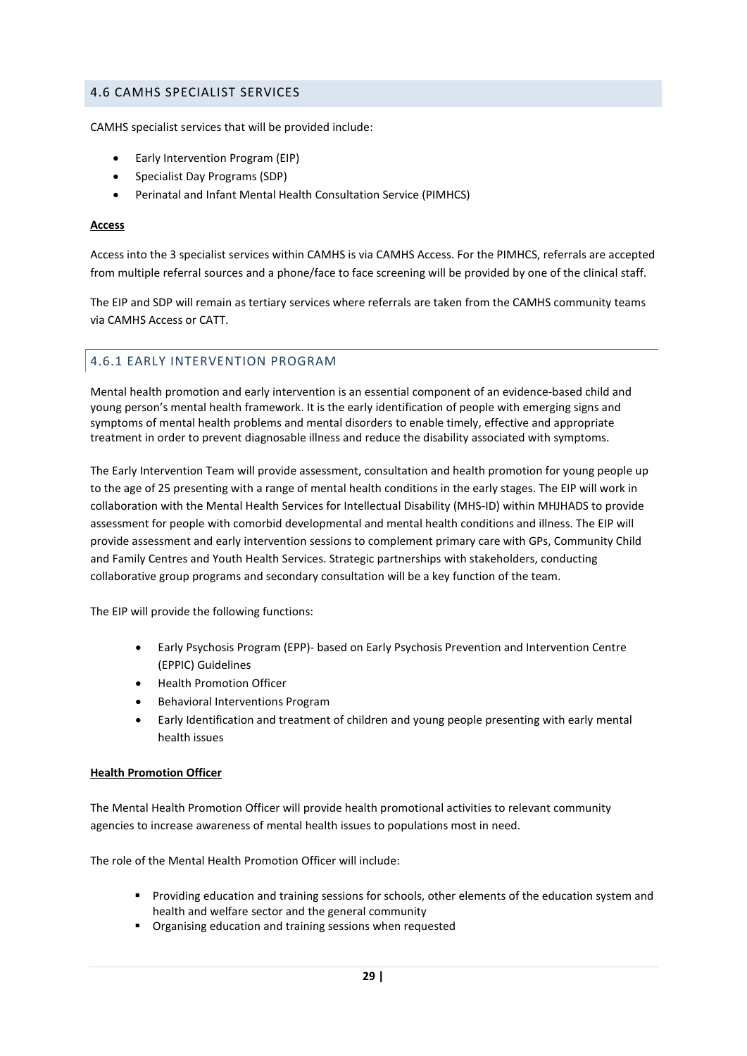## 4.6 CAMHS SPECIALIST SERVICES

CAMHS specialist services that will be provided include:

- Early Intervention Program (EIP)
- Specialist Day Programs (SDP)
- Perinatal and Infant Mental Health Consultation Service (PIMHCS)

**Access**

Access into the 3 specialist services within CAMHS is via CAMHS Access. For the PIMHCS, referrals are accepted from multiple referral sources and a phone/face to face screening will be provided by one of the clinical staff.

The EIP and SDP will remain as tertiary services where referrals are taken from the CAMHS community teams via CAMHS Access or CATT.

### 4.6.1 EARLY INTERVENTION PROGRAM

Mental health promotion and early intervention is an essential component of an evidence-based child and young person's mental health framework. It is the early identification of people with emerging signs and symptoms of mental health problems and mental disorders to enable timely, effective and appropriate treatment in order to prevent diagnosable illness and reduce the disability associated with symptoms.

The Early Intervention Team will provide assessment, consultation and health promotion for young people up to the age of 25 presenting with a range of mental health conditions in the early stages. The EIP will work in collaboration with the Mental Health Services for Intellectual Disability (MHS-ID) within MHJHADS to provide assessment for people with comorbid developmental and mental health conditions and illness. The EIP will provide assessment and early intervention sessions to complement primary care with GPs, Community Child and Family Centres and Youth Health Services. Strategic partnerships with stakeholders, conducting collaborative group programs and secondary consultation will be a key function of the team.

The EIP will provide the following functions:

- Early Psychosis Program (EPP)- based on Early Psychosis Prevention and Intervention Centre (EPPIC) Guidelines
- Health Promotion Officer
- Behavioral Interventions Program
- Early Identification and treatment of children and young people presenting with early mental health issues

**Health Promotion Officer**

The Mental Health Promotion Officer will provide health promotional activities to relevant community agencies to increase awareness of mental health issues to populations most in need.

The role of the Mental Health Promotion Officer will include:

- Providing education and training sessions for schools, other elements of the education system and health and welfare sector and the general community
- Organising education and training sessions when requested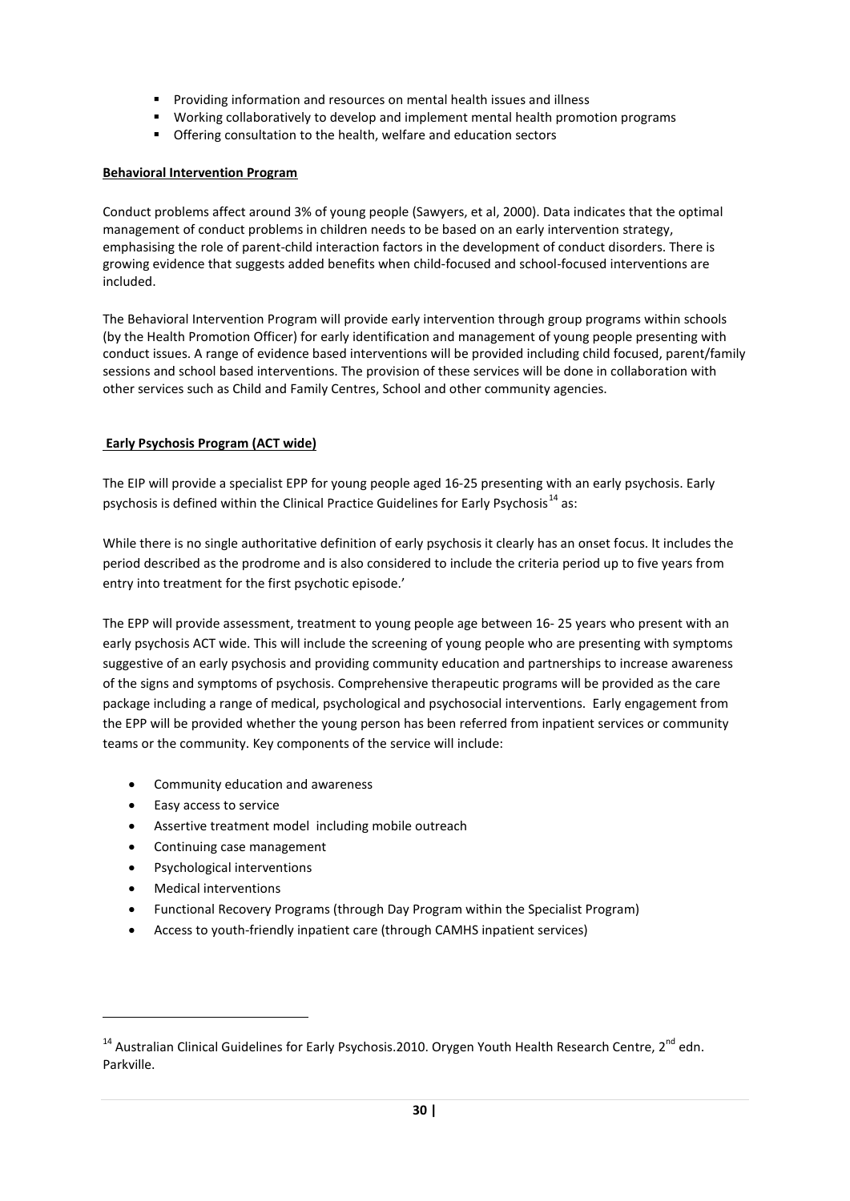- Providing information and resources on mental health issues and illness
- Working collaboratively to develop and implement mental health promotion programs
- Offering consultation to the health, welfare and education sectors

**Behavioral Intervention Program**

Conduct problems affect around 3% of young people (Sawyers, et al, 2000). Data indicates that the optimal management of conduct problems in children needs to be based on an early intervention strategy, emphasising the role of parent-child interaction factors in the development of conduct disorders. There is growing evidence that suggests added benefits when child-focused and school-focused interventions are included.

The Behavioral Intervention Program will provide early intervention through group programs within schools (by the Health Promotion Officer) for early identification and management of young people presenting with conduct issues. A range of evidence based interventions will be provided including child focused, parent/family sessions and school based interventions. The provision of these services will be done in collaboration with other services such as Child and Family Centres, School and other community agencies.

**Early Psychosis Program (ACT wide)**

The EIP will provide a specialist EPP for young people aged 16-25 presenting with an early psychosis. Early psychosis is defined within the Clinical Practice Guidelines for Early Psychosis[14] as:

While there is no single authoritative definition of early psychosis it clearly has an onset focus. It includes the period described as the prodrome and is also considered to include the criteria period up to five years from entry into treatment for the first psychotic episode.'

The EPP will provide assessment, treatment to young people age between 16- 25 years who present with an early psychosis ACT wide. This will include the screening of young people who are presenting with symptoms suggestive of an early psychosis and providing community education and partnerships to increase awareness of the signs and symptoms of psychosis. Comprehensive therapeutic programs will be provided as the care package including a range of medical, psychological and psychosocial interventions. Early engagement from the EPP will be provided whether the young person has been referred from inpatient services or community teams or the community. Key components of the service will include:

- Community education and awareness
- Easy access to service
- Assertive treatment model including mobile outreach
- Continuing case management
- Psychological interventions
- Medical interventions
- Functional Recovery Programs (through Day Program within the Specialist Program)
- Access to youth-friendly inpatient care (through CAMHS inpatient services)

[14] Australian Clinical Guidelines for Early Psychosis.2010. Orygen Youth Health Research Centre, 2nd edn. Parkville.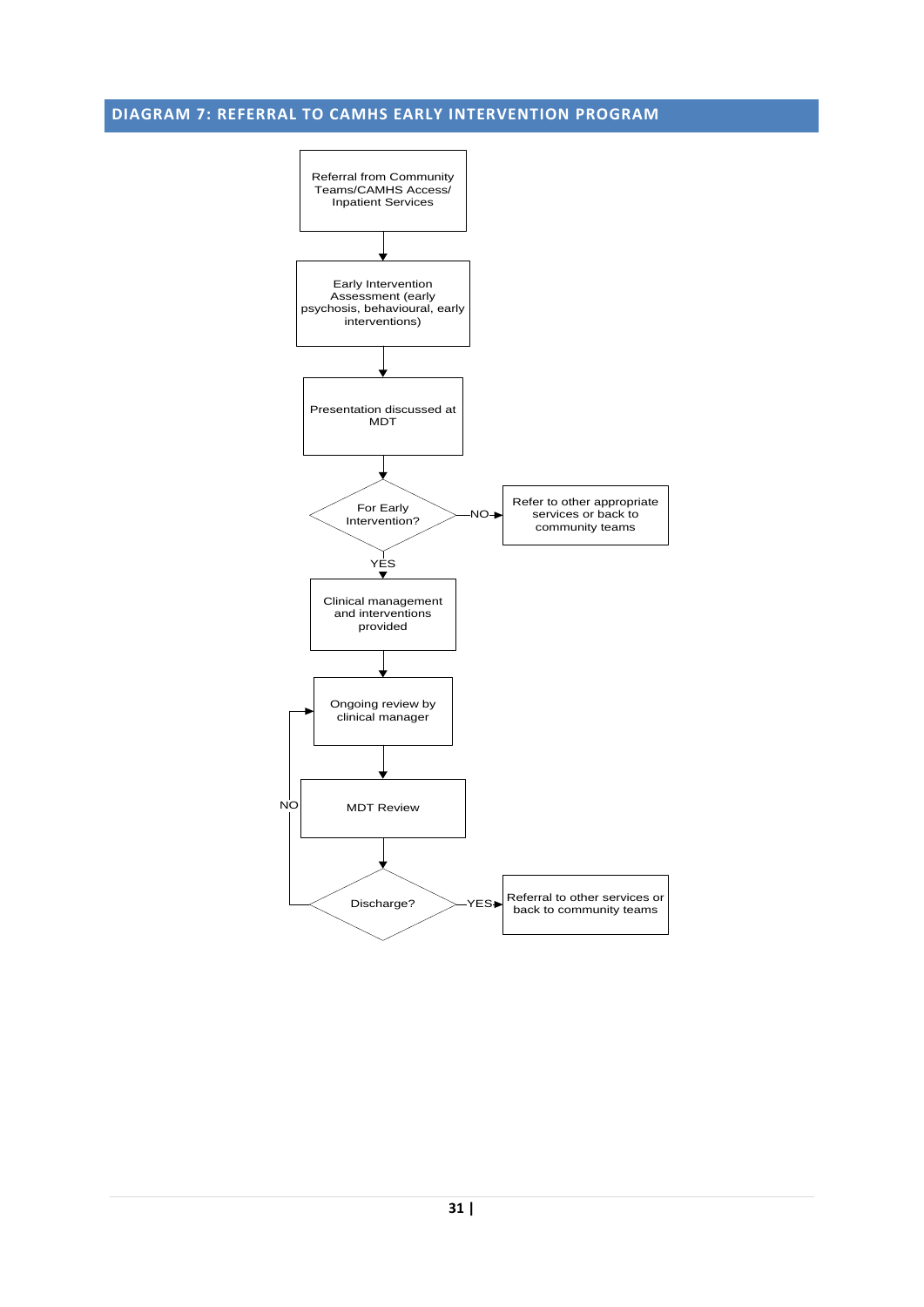## DIAGRAM 7: REFERRAL TO CAMHS EARLY INTERVENTION PROGRAM

Referral from Community Teams/CAMHS Access/ Inpatient Services

Early Intervention Assessment (early psychosis, behavioural, early interventions)

Presentation discussed at MDT

For Early Intervention?

NO

Refer to other appropriate services or back to community teams

YES

Clinical management and interventions provided

Ongoing review by clinical manager

MDT Review

NO

Discharge?

YES

Referral to other services or back to community teams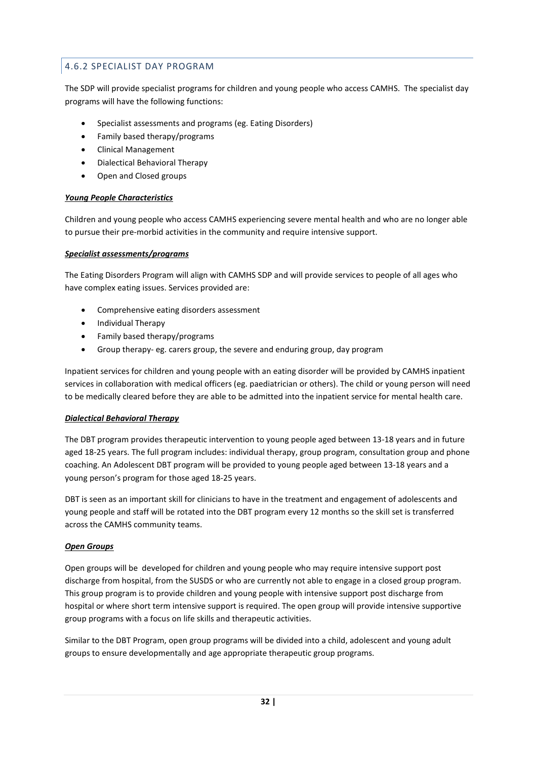### 4.6.2 SPECIALIST DAY PROGRAM

The SDP will provide specialist programs for children and young people who access CAMHS. The specialist day programs will have the following functions:

- Specialist assessments and programs (eg. Eating Disorders)
- Family based therapy/programs
- Clinical Management
- Dialectical Behavioral Therapy
- Open and Closed groups

***Young People Characteristics***

Children and young people who access CAMHS experiencing severe mental health and who are no longer able to pursue their pre-morbid activities in the community and require intensive support.

***Specialist assessments/programs***

The Eating Disorders Program will align with CAMHS SDP and will provide services to people of all ages who have complex eating issues. Services provided are:

- Comprehensive eating disorders assessment
- Individual Therapy
- Family based therapy/programs
- Group therapy- eg. carers group, the severe and enduring group, day program

Inpatient services for children and young people with an eating disorder will be provided by CAMHS inpatient services in collaboration with medical officers (eg. paediatrician or others). The child or young person will need to be medically cleared before they are able to be admitted into the inpatient service for mental health care.

***Dialectical Behavioral Therapy***

The DBT program provides therapeutic intervention to young people aged between 13-18 years and in future aged 18-25 years. The full program includes: individual therapy, group program, consultation group and phone coaching. An Adolescent DBT program will be provided to young people aged between 13-18 years and a young person's program for those aged 18-25 years.

DBT is seen as an important skill for clinicians to have in the treatment and engagement of adolescents and young people and staff will be rotated into the DBT program every 12 months so the skill set is transferred across the CAMHS community teams.

***Open Groups***

Open groups will be developed for children and young people who may require intensive support post discharge from hospital, from the SUSDS or who are currently not able to engage in a closed group program. This group program is to provide children and young people with intensive support post discharge from hospital or where short term intensive support is required. The open group will provide intensive supportive group programs with a focus on life skills and therapeutic activities.

Similar to the DBT Program, open group programs will be divided into a child, adolescent and young adult groups to ensure developmentally and age appropriate therapeutic group programs.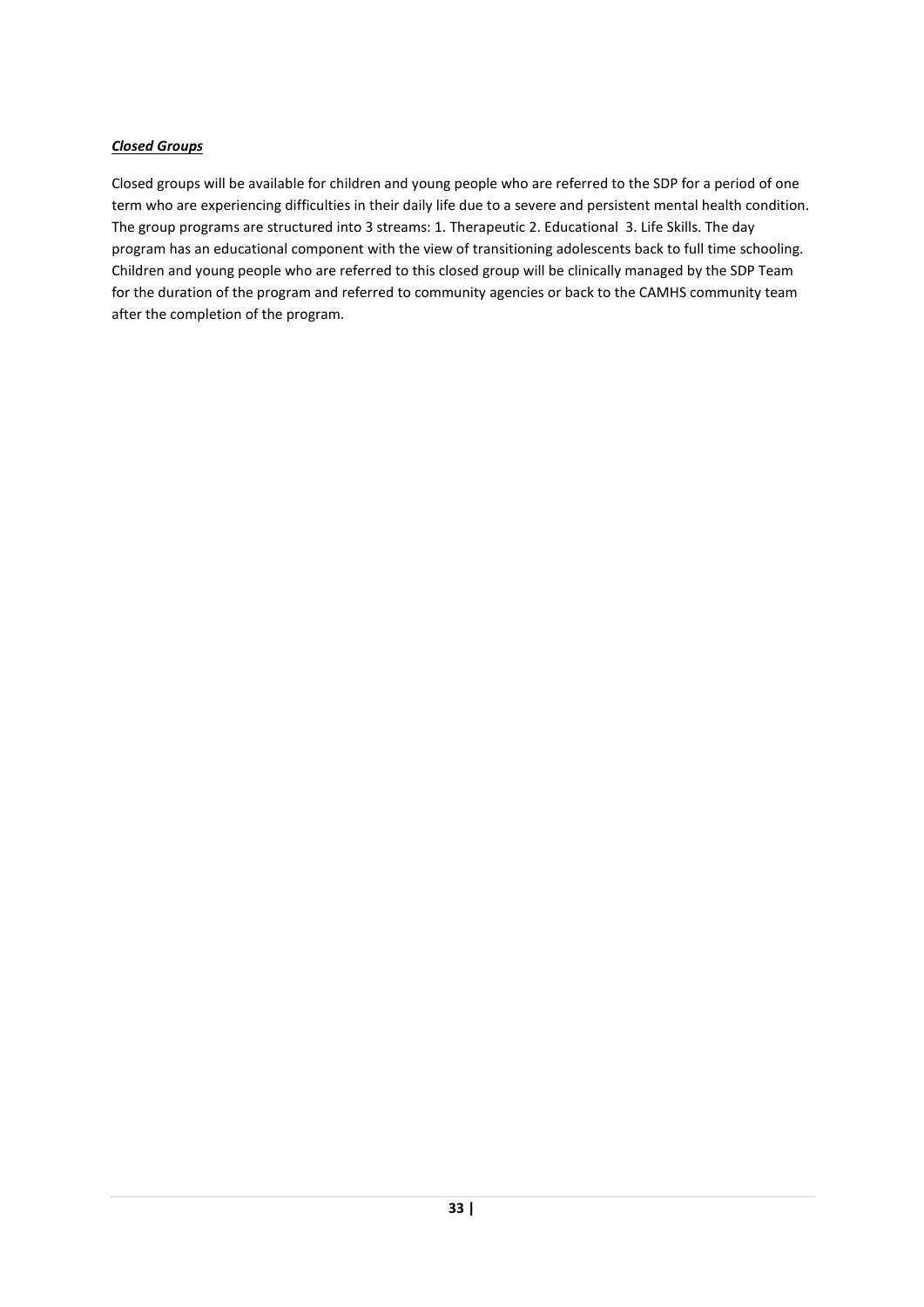***Closed Groups***

Closed groups will be available for children and young people who are referred to the SDP for a period of one term who are experiencing difficulties in their daily life due to a severe and persistent mental health condition. The group programs are structured into 3 streams: 1. Therapeutic 2. Educational 3. Life Skills. The day program has an educational component with the view of transitioning adolescents back to full time schooling. Children and young people who are referred to this closed group will be clinically managed by the SDP Team for the duration of the program and referred to community agencies or back to the CAMHS community team after the completion of the program.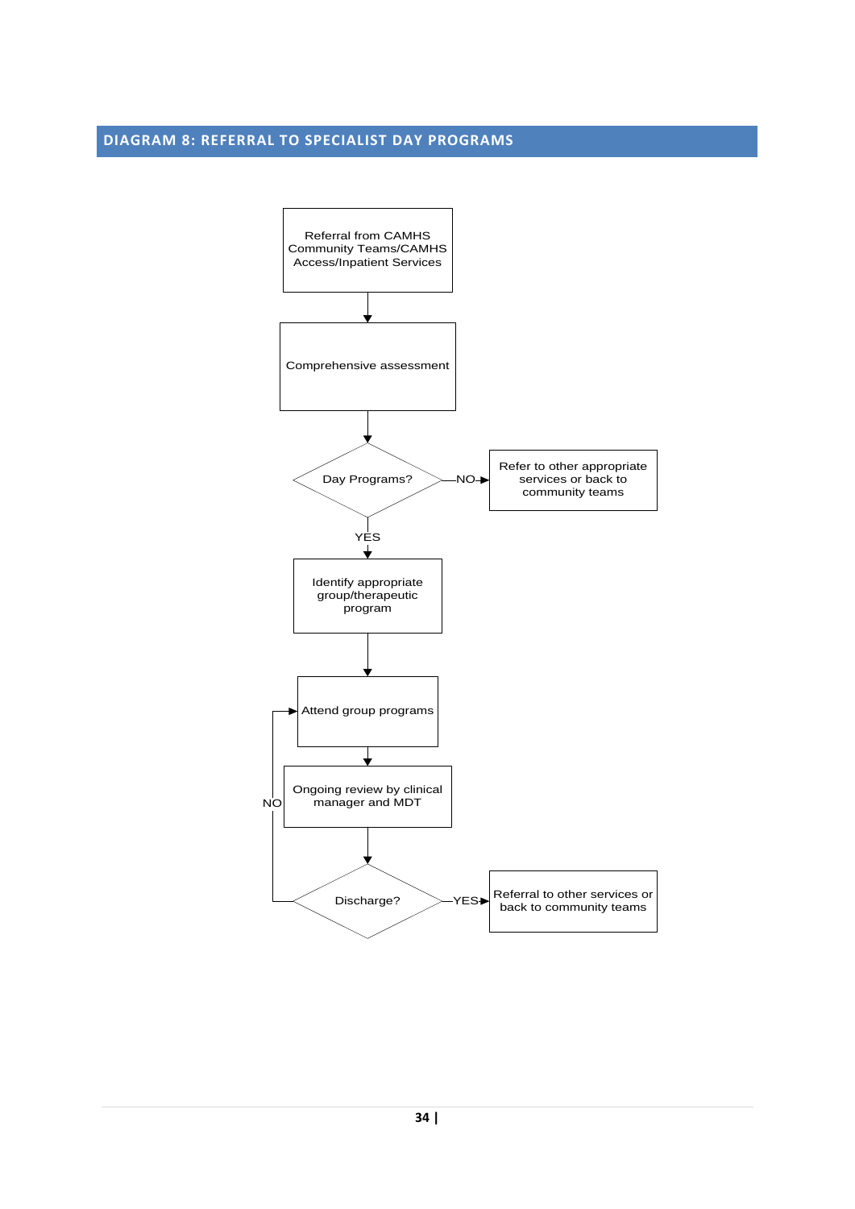## DIAGRAM 8: REFERRAL TO SPECIALIST DAY PROGRAMS

Referral from CAMHS Community Teams/CAMHS Access/Inpatient Services

Comprehensive assessment

Day Programs?

NO

Refer to other appropriate services or back to community teams

YES

Identify appropriate group/therapeutic program

Attend group programs

Ongoing review by clinical manager and MDT

NO

Discharge?

YES

Referral to other services or back to community teams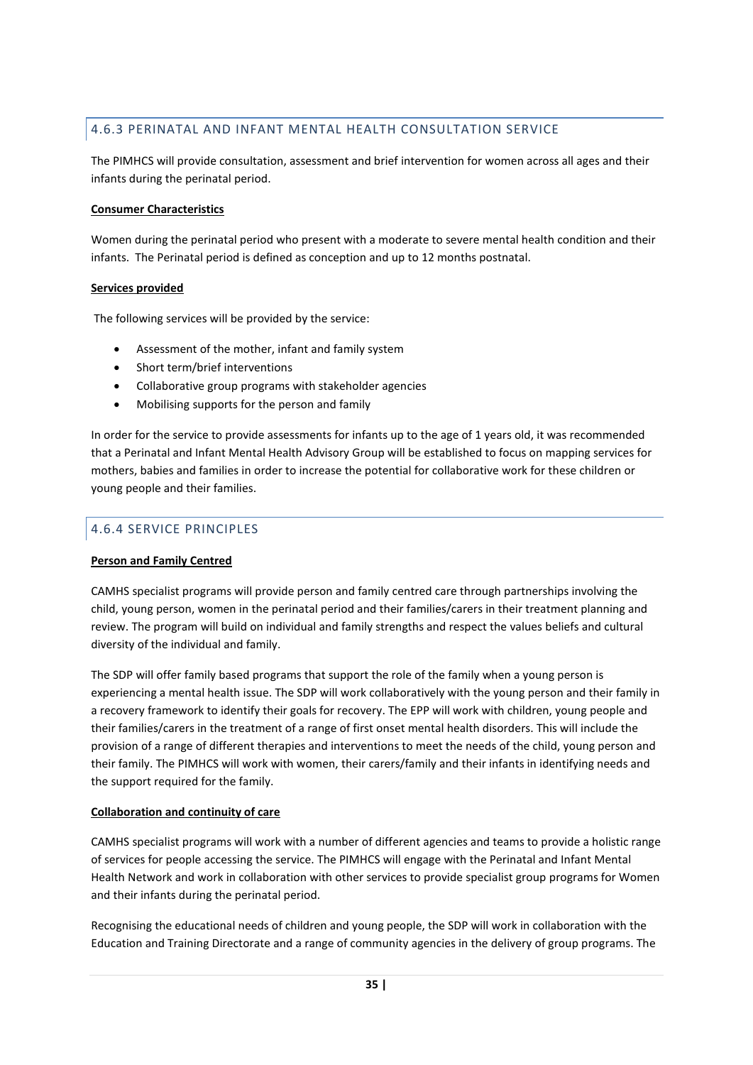### 4.6.3 PERINATAL AND INFANT MENTAL HEALTH CONSULTATION SERVICE

The PIMHCS will provide consultation, assessment and brief intervention for women across all ages and their infants during the perinatal period.

**Consumer Characteristics**

Women during the perinatal period who present with a moderate to severe mental health condition and their infants. The Perinatal period is defined as conception and up to 12 months postnatal.

**Services provided**

The following services will be provided by the service:

- Assessment of the mother, infant and family system
- Short term/brief interventions
- Collaborative group programs with stakeholder agencies
- Mobilising supports for the person and family

In order for the service to provide assessments for infants up to the age of 1 years old, it was recommended that a Perinatal and Infant Mental Health Advisory Group will be established to focus on mapping services for mothers, babies and families in order to increase the potential for collaborative work for these children or young people and their families.

### 4.6.4 SERVICE PRINCIPLES

**Person and Family Centred**

CAMHS specialist programs will provide person and family centred care through partnerships involving the child, young person, women in the perinatal period and their families/carers in their treatment planning and review. The program will build on individual and family strengths and respect the values beliefs and cultural diversity of the individual and family.

The SDP will offer family based programs that support the role of the family when a young person is experiencing a mental health issue. The SDP will work collaboratively with the young person and their family in a recovery framework to identify their goals for recovery. The EPP will work with children, young people and their families/carers in the treatment of a range of first onset mental health disorders. This will include the provision of a range of different therapies and interventions to meet the needs of the child, young person and their family. The PIMHCS will work with women, their carers/family and their infants in identifying needs and the support required for the family.

**Collaboration and continuity of care**

CAMHS specialist programs will work with a number of different agencies and teams to provide a holistic range of services for people accessing the service. The PIMHCS will engage with the Perinatal and Infant Mental Health Network and work in collaboration with other services to provide specialist group programs for Women and their infants during the perinatal period.

Recognising the educational needs of children and young people, the SDP will work in collaboration with the Education and Training Directorate and a range of community agencies in the delivery of group programs. The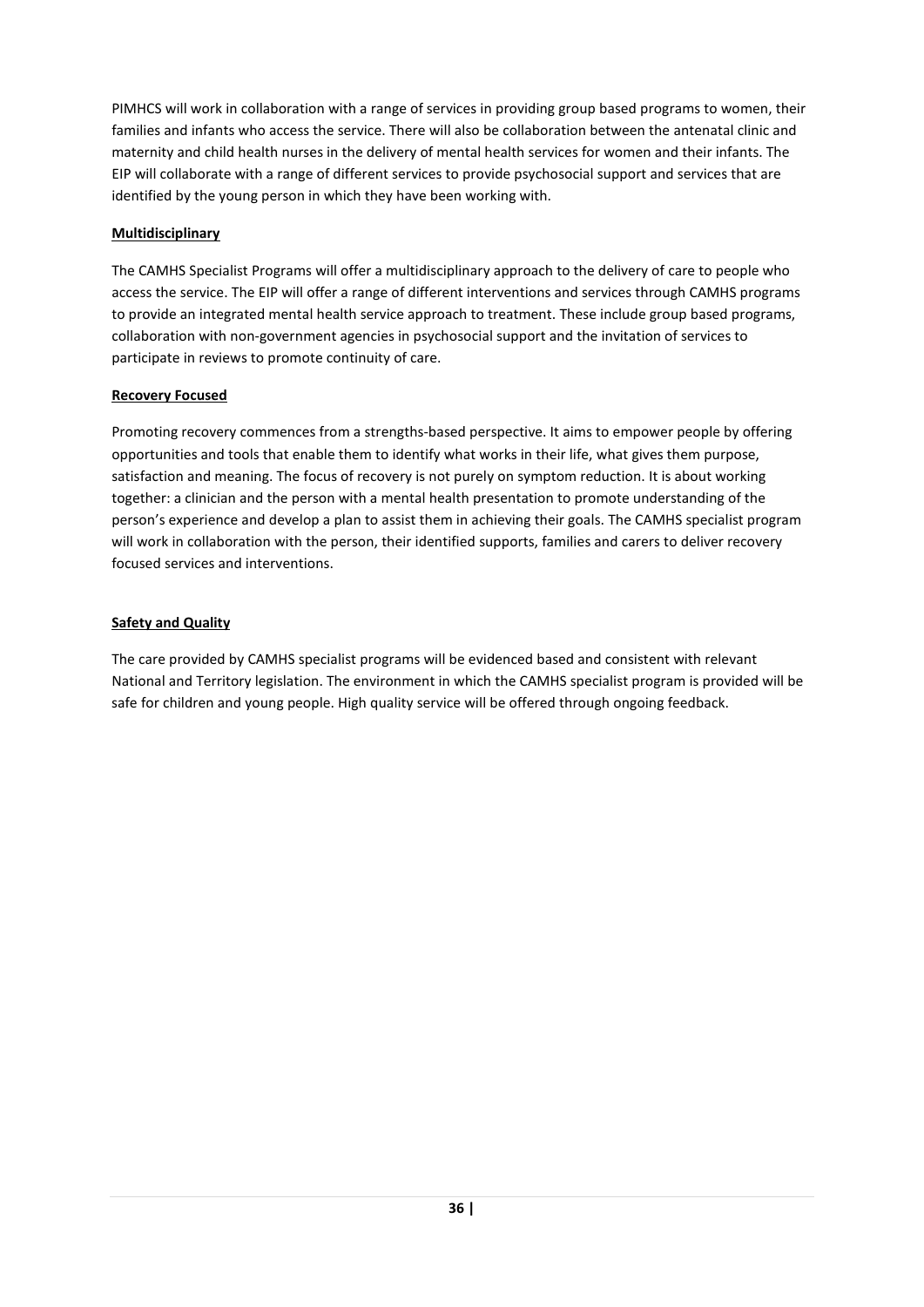PIMHCS will work in collaboration with a range of services in providing group based programs to women, their families and infants who access the service. There will also be collaboration between the antenatal clinic and maternity and child health nurses in the delivery of mental health services for women and their infants. The EIP will collaborate with a range of different services to provide psychosocial support and services that are identified by the young person in which they have been working with.

**Multidisciplinary**

The CAMHS Specialist Programs will offer a multidisciplinary approach to the delivery of care to people who access the service. The EIP will offer a range of different interventions and services through CAMHS programs to provide an integrated mental health service approach to treatment. These include group based programs, collaboration with non-government agencies in psychosocial support and the invitation of services to participate in reviews to promote continuity of care.

**Recovery Focused**

Promoting recovery commences from a strengths-based perspective. It aims to empower people by offering opportunities and tools that enable them to identify what works in their life, what gives them purpose, satisfaction and meaning. The focus of recovery is not purely on symptom reduction. It is about working together: a clinician and the person with a mental health presentation to promote understanding of the person's experience and develop a plan to assist them in achieving their goals. The CAMHS specialist program will work in collaboration with the person, their identified supports, families and carers to deliver recovery focused services and interventions.

**Safety and Quality**

The care provided by CAMHS specialist programs will be evidenced based and consistent with relevant National and Territory legislation. The environment in which the CAMHS specialist program is provided will be safe for children and young people. High quality service will be offered through ongoing feedback.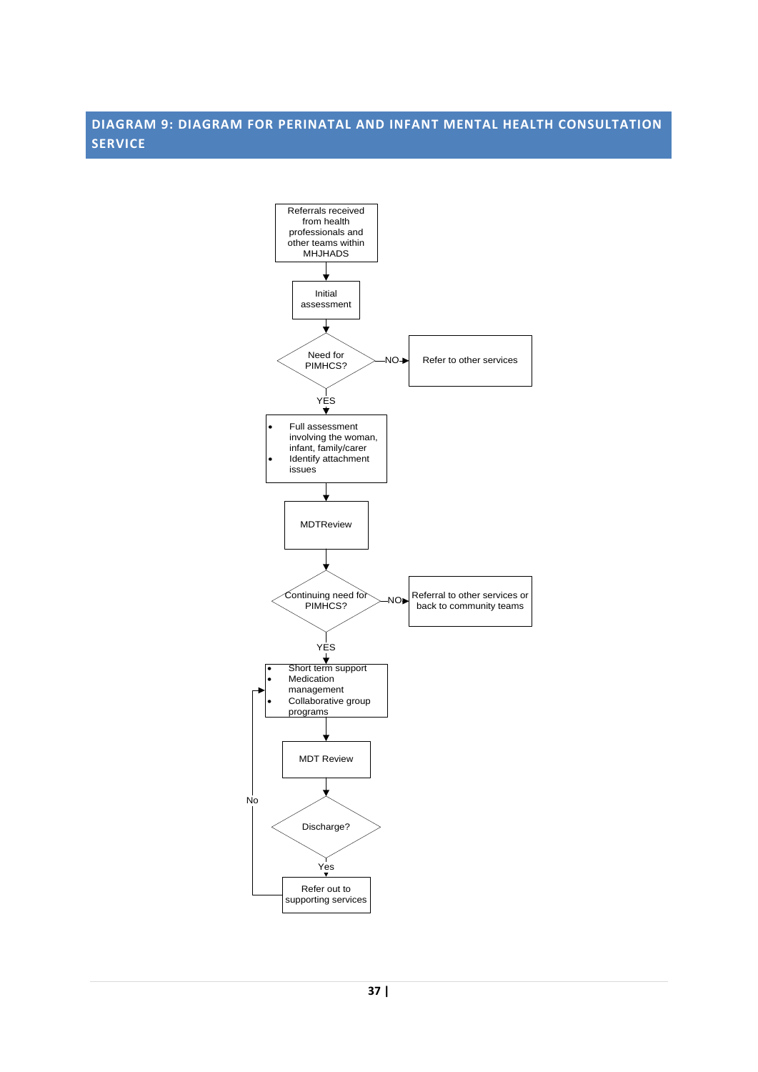## DIAGRAM 9: DIAGRAM FOR PERINATAL AND INFANT MENTAL HEALTH CONSULTATION SERVICE

Referrals received from health professionals and other teams within MHJHADS

Initial assessment

Need for PIMHCS?

NO

Refer to other services

YES

- Full assessment involving the woman, infant, family/carer
- Identify attachment issues

MDTReview

Continuing need for PIMHCS?

NO

Referral to other services or back to community teams

YES

- Short term support
- Medication management
- Collaborative group programs

MDT Review

Discharge?

No

Yes

Refer out to supporting services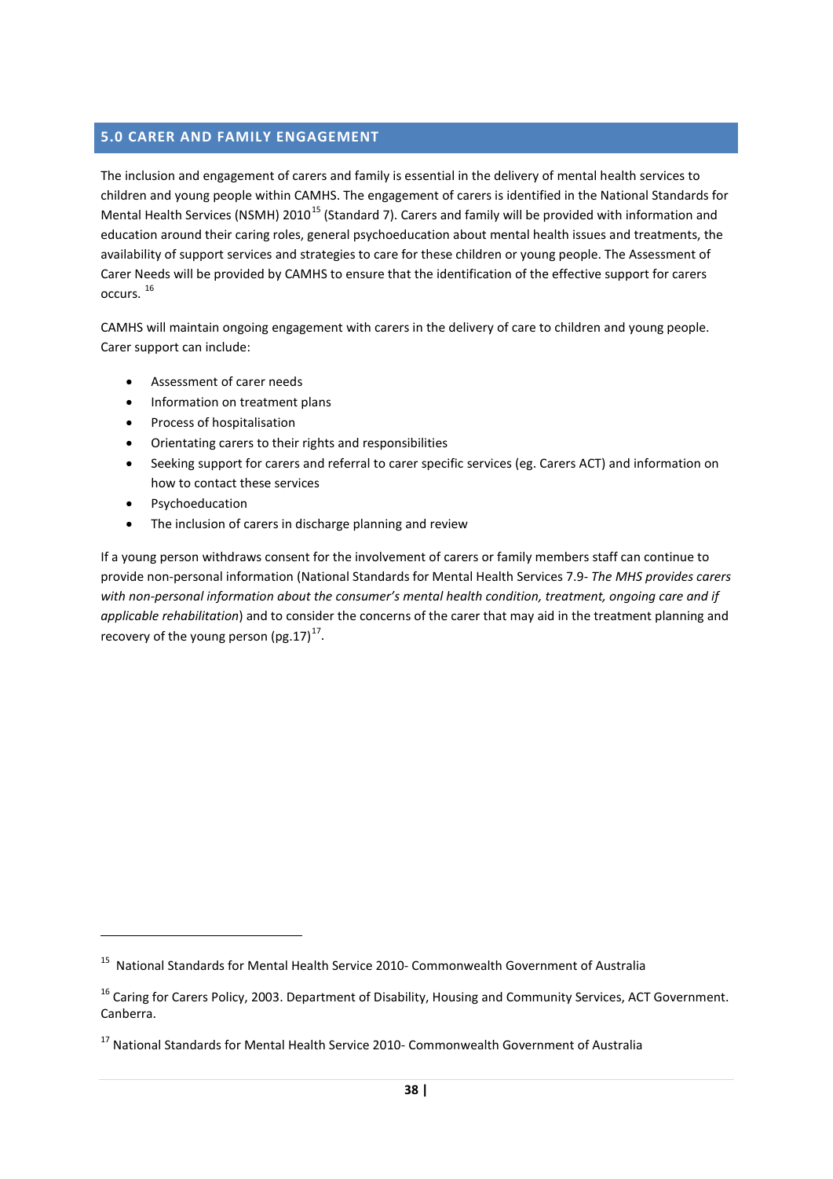## 5.0 CARER AND FAMILY ENGAGEMENT

The inclusion and engagement of carers and family is essential in the delivery of mental health services to children and young people within CAMHS. The engagement of carers is identified in the National Standards for Mental Health Services (NSMH) 2010[15] (Standard 7). Carers and family will be provided with information and education around their caring roles, general psychoeducation about mental health issues and treatments, the availability of support services and strategies to care for these children or young people. The Assessment of Carer Needs will be provided by CAMHS to ensure that the identification of the effective support for carers occurs. [16]

CAMHS will maintain ongoing engagement with carers in the delivery of care to children and young people. Carer support can include:

- Assessment of carer needs
- Information on treatment plans
- Process of hospitalisation
- Orientating carers to their rights and responsibilities
- Seeking support for carers and referral to carer specific services (eg. Carers ACT) and information on how to contact these services
- Psychoeducation
- The inclusion of carers in discharge planning and review

If a young person withdraws consent for the involvement of carers or family members staff can continue to provide non-personal information (National Standards for Mental Health Services 7.9- *The MHS provides carers with non-personal information about the consumer's mental health condition, treatment, ongoing care and if applicable rehabilitation*) and to consider the concerns of the carer that may aid in the treatment planning and recovery of the young person (pg.17)[17].

---

[15] National Standards for Mental Health Service 2010- Commonwealth Government of Australia

[16] Caring for Carers Policy, 2003. Department of Disability, Housing and Community Services, ACT Government. Canberra.

[17] National Standards for Mental Health Service 2010- Commonwealth Government of Australia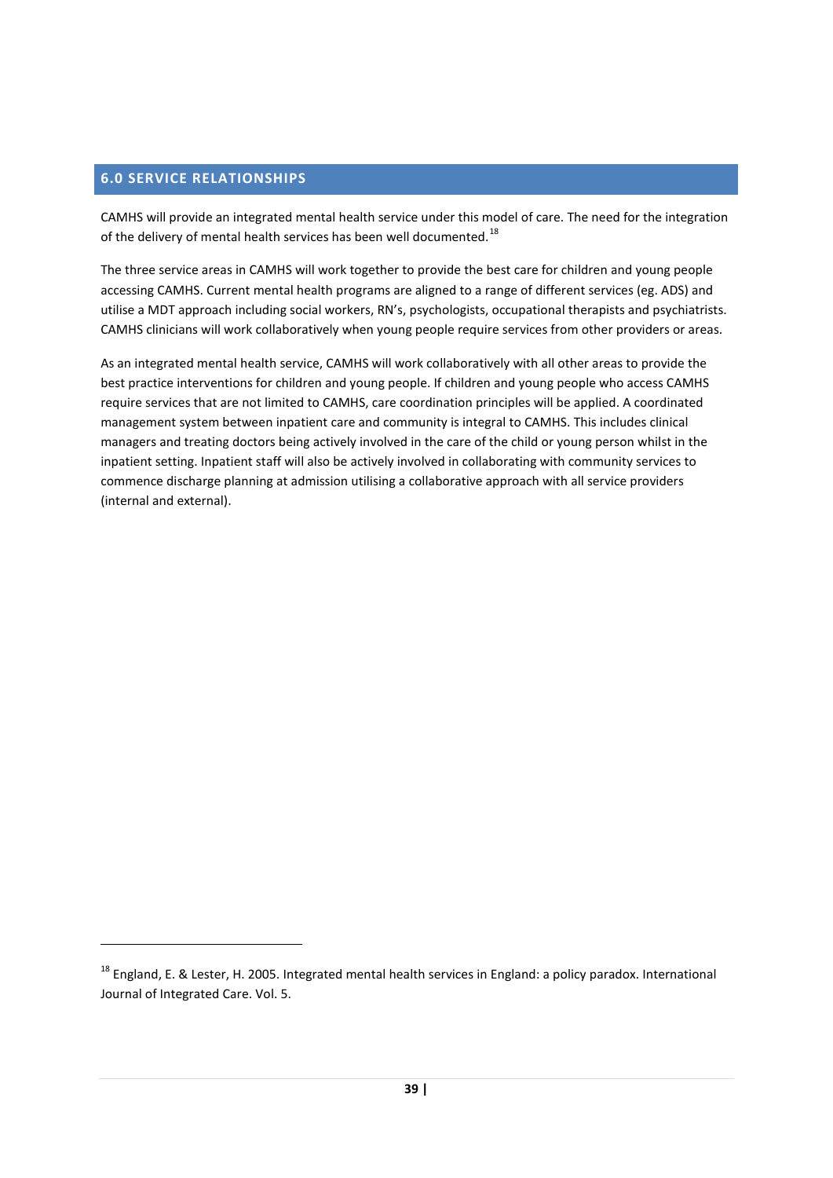## 6.0 SERVICE RELATIONSHIPS

CAMHS will provide an integrated mental health service under this model of care. The need for the integration of the delivery of mental health services has been well documented.[18]

The three service areas in CAMHS will work together to provide the best care for children and young people accessing CAMHS. Current mental health programs are aligned to a range of different services (eg. ADS) and utilise a MDT approach including social workers, RN's, psychologists, occupational therapists and psychiatrists. CAMHS clinicians will work collaboratively when young people require services from other providers or areas.

As an integrated mental health service, CAMHS will work collaboratively with all other areas to provide the best practice interventions for children and young people. If children and young people who access CAMHS require services that are not limited to CAMHS, care coordination principles will be applied. A coordinated management system between inpatient care and community is integral to CAMHS. This includes clinical managers and treating doctors being actively involved in the care of the child or young person whilst in the inpatient setting. Inpatient staff will also be actively involved in collaborating with community services to commence discharge planning at admission utilising a collaborative approach with all service providers (internal and external).

---

[18] England, E. & Lester, H. 2005. Integrated mental health services in England: a policy paradox. International Journal of Integrated Care. Vol. 5.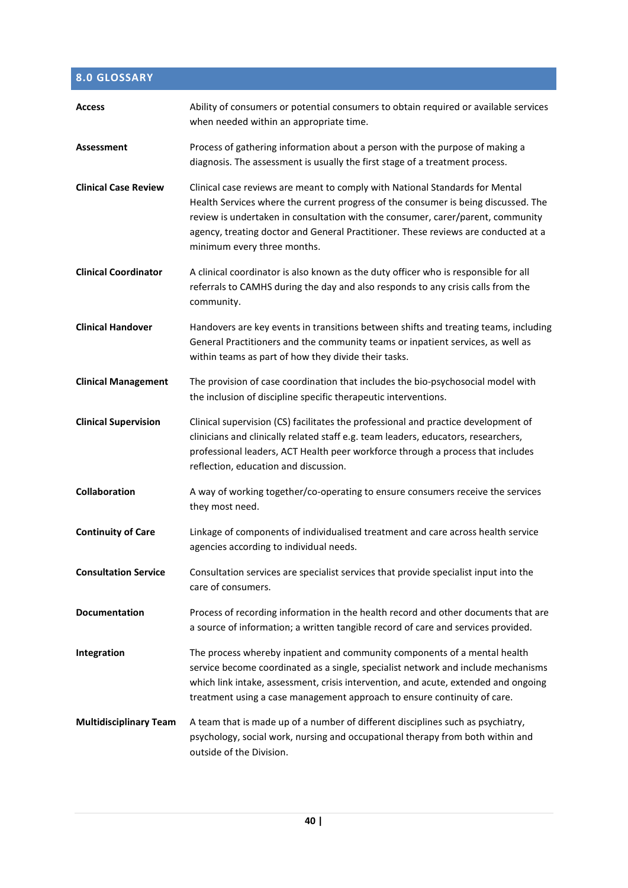## 8.0 GLOSSARY

**Access**
Ability of consumers or potential consumers to obtain required or available services when needed within an appropriate time.

**Assessment**
Process of gathering information about a person with the purpose of making a diagnosis. The assessment is usually the first stage of a treatment process.

**Clinical Case Review**
Clinical case reviews are meant to comply with National Standards for Mental Health Services where the current progress of the consumer is being discussed. The review is undertaken in consultation with the consumer, carer/parent, community agency, treating doctor and General Practitioner. These reviews are conducted at a minimum every three months.

**Clinical Coordinator**
A clinical coordinator is also known as the duty officer who is responsible for all referrals to CAMHS during the day and also responds to any crisis calls from the community.

**Clinical Handover**
Handovers are key events in transitions between shifts and treating teams, including General Practitioners and the community teams or inpatient services, as well as within teams as part of how they divide their tasks.

**Clinical Management**
The provision of case coordination that includes the bio-psychosocial model with the inclusion of discipline specific therapeutic interventions.

**Clinical Supervision**
Clinical supervision (CS) facilitates the professional and practice development of clinicians and clinically related staff e.g. team leaders, educators, researchers, professional leaders, ACT Health peer workforce through a process that includes reflection, education and discussion.

**Collaboration**
A way of working together/co-operating to ensure consumers receive the services they most need.

**Continuity of Care**
Linkage of components of individualised treatment and care across health service agencies according to individual needs.

**Consultation Service**
Consultation services are specialist services that provide specialist input into the care of consumers.

**Documentation**
Process of recording information in the health record and other documents that are a source of information; a written tangible record of care and services provided.

**Integration**
The process whereby inpatient and community components of a mental health service become coordinated as a single, specialist network and include mechanisms which link intake, assessment, crisis intervention, and acute, extended and ongoing treatment using a case management approach to ensure continuity of care.

**Multidisciplinary Team**
A team that is made up of a number of different disciplines such as psychiatry, psychology, social work, nursing and occupational therapy from both within and outside of the Division.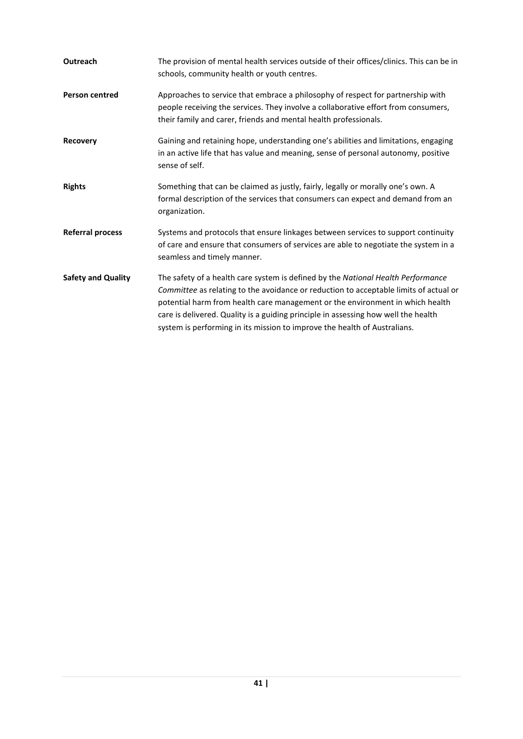| | |
|---|---|
| **Outreach** | The provision of mental health services outside of their offices/clinics. This can be in schools, community health or youth centres. |
| **Person centred** | Approaches to service that embrace a philosophy of respect for partnership with people receiving the services. They involve a collaborative effort from consumers, their family and carer, friends and mental health professionals. |
| **Recovery** | Gaining and retaining hope, understanding one's abilities and limitations, engaging in an active life that has value and meaning, sense of personal autonomy, positive sense of self. |
| **Rights** | Something that can be claimed as justly, fairly, legally or morally one's own. A formal description of the services that consumers can expect and demand from an organization. |
| **Referral process** | Systems and protocols that ensure linkages between services to support continuity of care and ensure that consumers of services are able to negotiate the system in a seamless and timely manner. |
| **Safety and Quality** | The safety of a health care system is defined by the *National Health Performance Committee* as relating to the avoidance or reduction to acceptable limits of actual or potential harm from health care management or the environment in which health care is delivered. Quality is a guiding principle in assessing how well the health system is performing in its mission to improve the health of Australians. |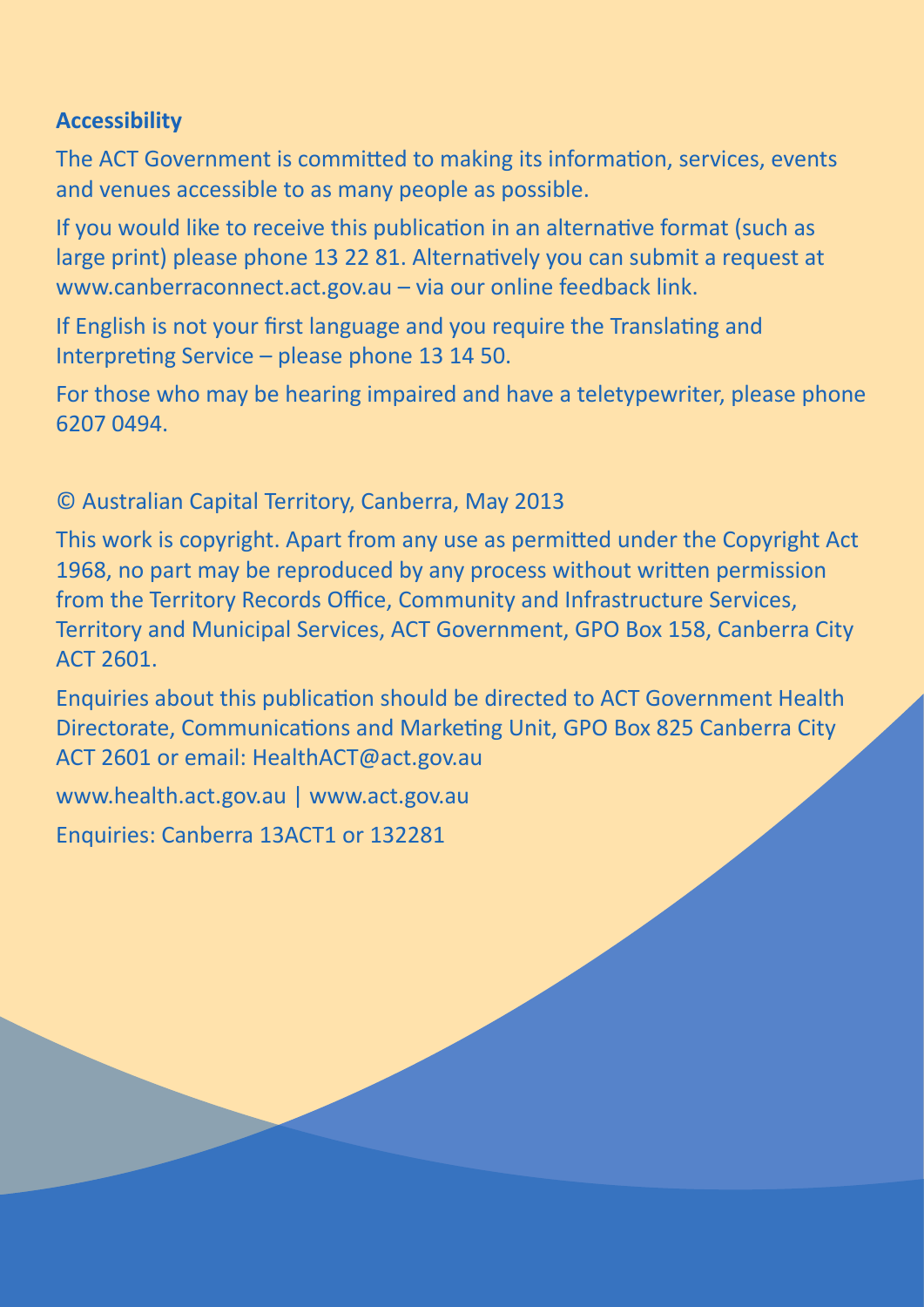**Accessibility**

The ACT Government is committed to making its information, services, events and venues accessible to as many people as possible.

If you would like to receive this publication in an alternative format (such as large print) please phone 13 22 81. Alternatively you can submit a request at www.canberraconnect.act.gov.au – via our online feedback link.

If English is not your first language and you require the Translating and Interpreting Service – please phone 13 14 50.

For those who may be hearing impaired and have a teletypewriter, please phone 6207 0494.

© Australian Capital Territory, Canberra, May 2013

This work is copyright. Apart from any use as permitted under the Copyright Act 1968, no part may be reproduced by any process without written permission from the Territory Records Office, Community and Infrastructure Services, Territory and Municipal Services, ACT Government, GPO Box 158, Canberra City ACT 2601.

Enquiries about this publication should be directed to ACT Government Health Directorate, Communications and Marketing Unit, GPO Box 825 Canberra City ACT 2601 or email: HealthACT@act.gov.au

www.health.act.gov.au | www.act.gov.au

Enquiries: Canberra 13ACT1 or 132281